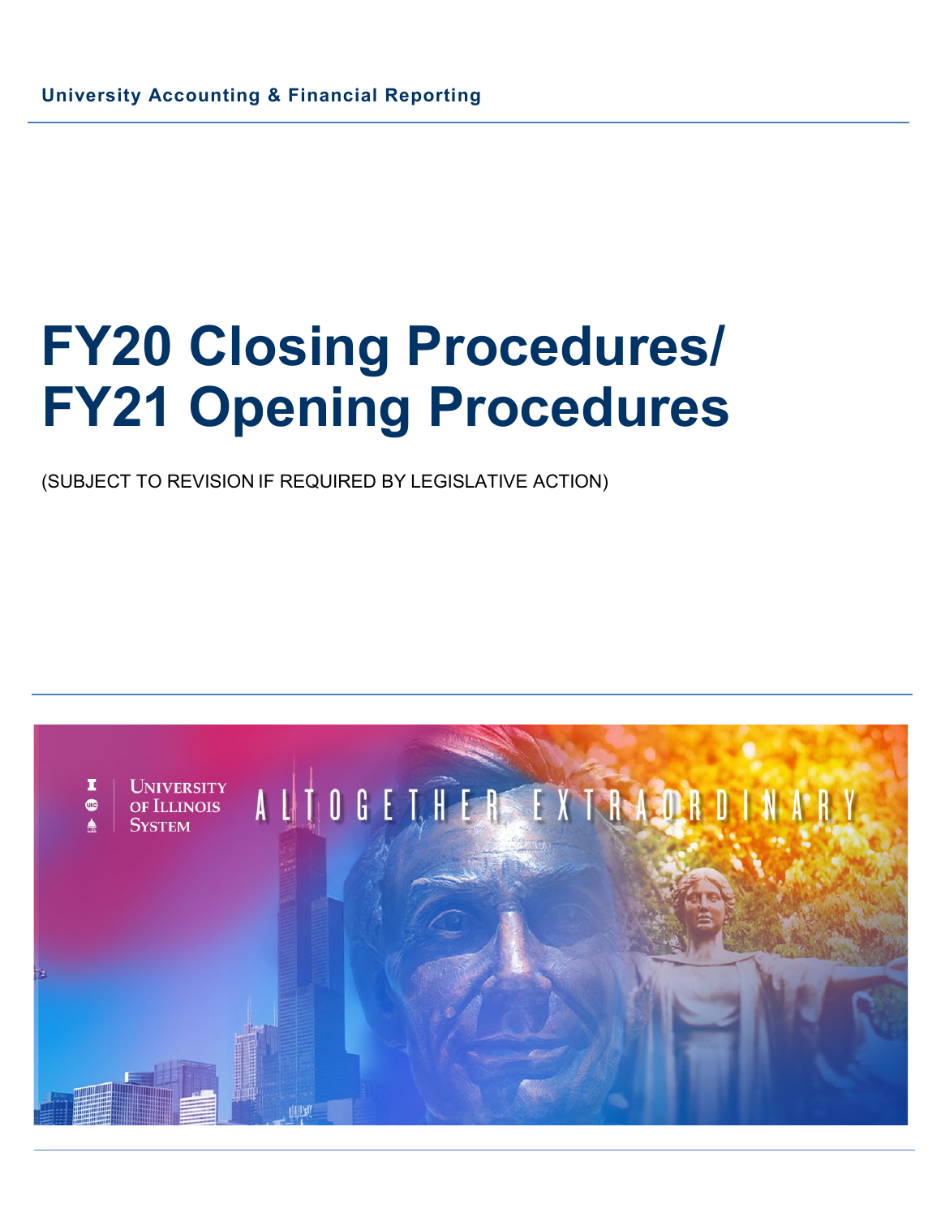University Accounting & Financial Reporting

# FY20 Closing Procedures/ FY21 Opening Procedures

(SUBJECT TO REVISION IF REQUIRED BY LEGISLATIVE ACTION)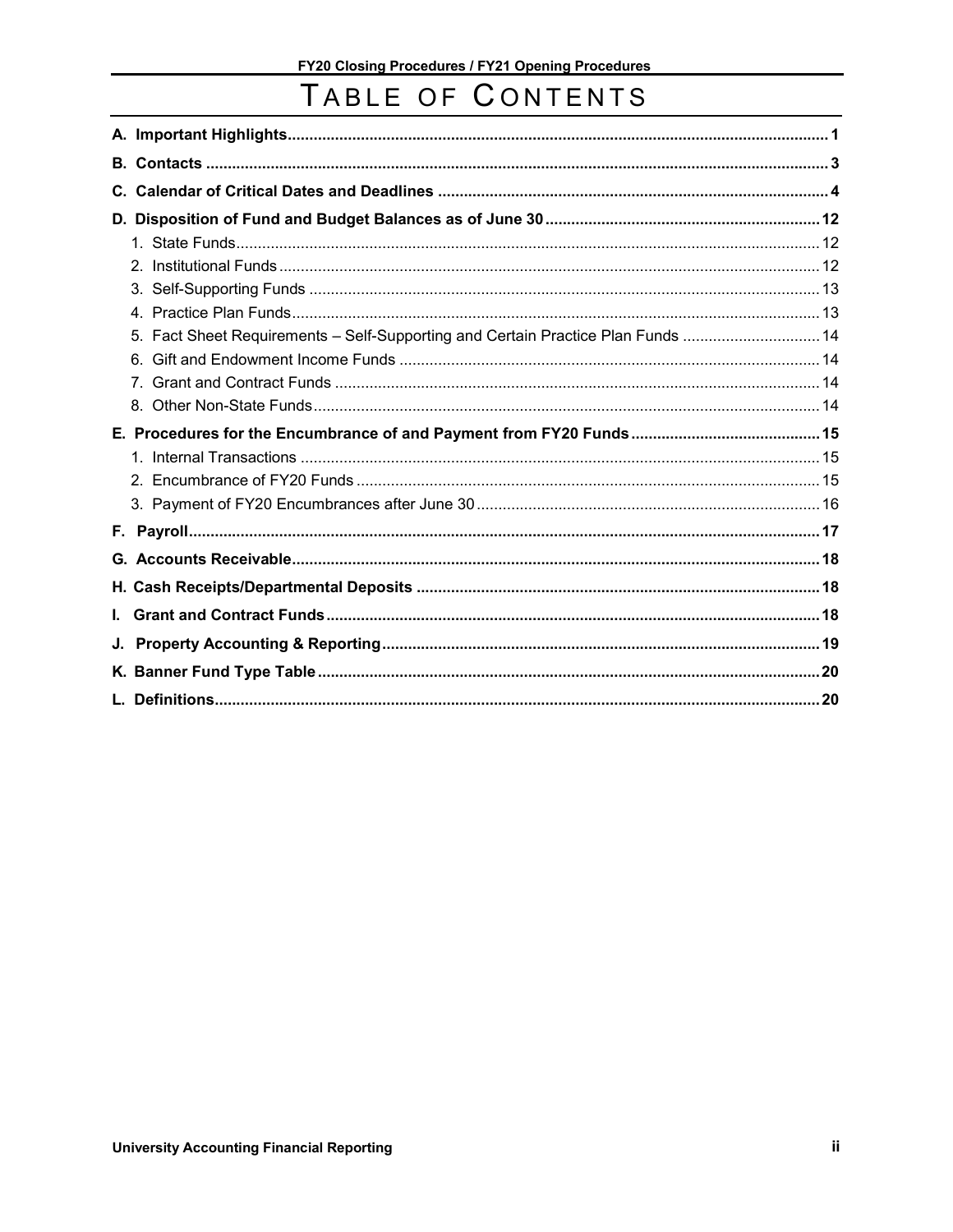# Table of Contents

- **A. Important Highlights** ... 1
- **B. Contacts** ... 3
- **C. Calendar of Critical Dates and Deadlines** ... 4
- **D. Disposition of Fund and Budget Balances as of June 30** ... 12
  1. State Funds ... 12
  2. Institutional Funds ... 12
  3. Self-Supporting Funds ... 13
  4. Practice Plan Funds ... 13
  5. Fact Sheet Requirements – Self-Supporting and Certain Practice Plan Funds ... 14
  6. Gift and Endowment Income Funds ... 14
  7. Grant and Contract Funds ... 14
  8. Other Non-State Funds ... 14
- **E. Procedures for the Encumbrance of and Payment from FY20 Funds** ... 15
  1. Internal Transactions ... 15
  2. Encumbrance of FY20 Funds ... 15
  3. Payment of FY20 Encumbrances after June 30 ... 16
- **F. Payroll** ... 17
- **G. Accounts Receivable** ... 18
- **H. Cash Receipts/Departmental Deposits** ... 18
- **I. Grant and Contract Funds** ... 18
- **J. Property Accounting & Reporting** ... 19
- **K. Banner Fund Type Table** ... 20
- **L. Definitions** ... 20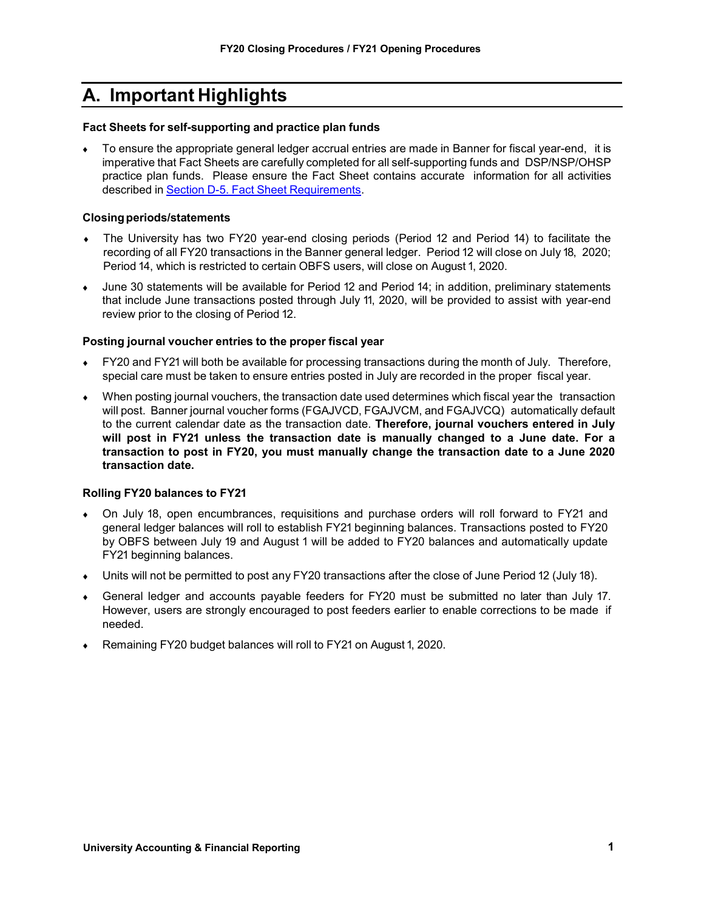# A. Important Highlights

**Fact Sheets for self-supporting and practice plan funds**

- To ensure the appropriate general ledger accrual entries are made in Banner for fiscal year-end, it is imperative that Fact Sheets are carefully completed for all self-supporting funds and DSP/NSP/OHSP practice plan funds. Please ensure the Fact Sheet contains accurate information for all activities described in Section D-5. Fact Sheet Requirements.

**Closing periods/statements**

- The University has two FY20 year-end closing periods (Period 12 and Period 14) to facilitate the recording of all FY20 transactions in the Banner general ledger. Period 12 will close on July 18, 2020; Period 14, which is restricted to certain OBFS users, will close on August 1, 2020.
- June 30 statements will be available for Period 12 and Period 14; in addition, preliminary statements that include June transactions posted through July 11, 2020, will be provided to assist with year-end review prior to the closing of Period 12.

**Posting journal voucher entries to the proper fiscal year**

- FY20 and FY21 will both be available for processing transactions during the month of July. Therefore, special care must be taken to ensure entries posted in July are recorded in the proper fiscal year.
- When posting journal vouchers, the transaction date used determines which fiscal year the transaction will post. Banner journal voucher forms (FGAJVCD, FGAJVCM, and FGAJVCQ) automatically default to the current calendar date as the transaction date. **Therefore, journal vouchers entered in July will post in FY21 unless the transaction date is manually changed to a June date. For a transaction to post in FY20, you must manually change the transaction date to a June 2020 transaction date.**

**Rolling FY20 balances to FY21**

- On July 18, open encumbrances, requisitions and purchase orders will roll forward to FY21 and general ledger balances will roll to establish FY21 beginning balances. Transactions posted to FY20 by OBFS between July 19 and August 1 will be added to FY20 balances and automatically update FY21 beginning balances.
- Units will not be permitted to post any FY20 transactions after the close of June Period 12 (July 18).
- General ledger and accounts payable feeders for FY20 must be submitted no later than July 17. However, users are strongly encouraged to post feeders earlier to enable corrections to be made if needed.
- Remaining FY20 budget balances will roll to FY21 on August 1, 2020.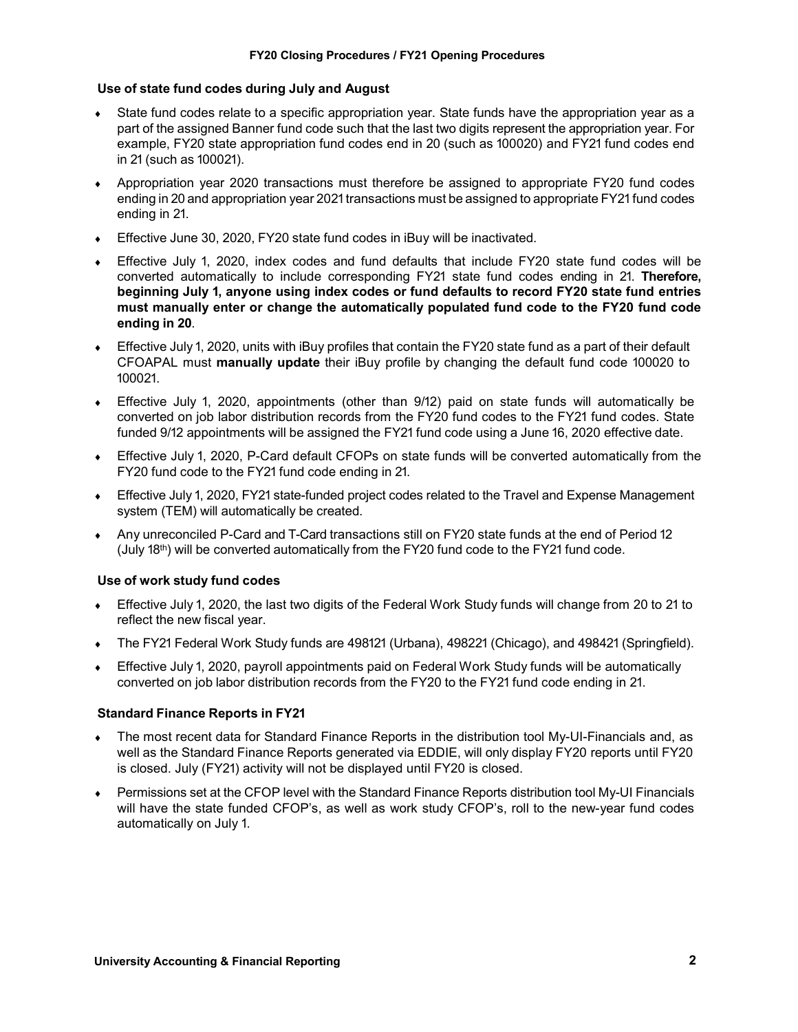### Use of state fund codes during July and August

- State fund codes relate to a specific appropriation year. State funds have the appropriation year as a part of the assigned Banner fund code such that the last two digits represent the appropriation year. For example, FY20 state appropriation fund codes end in 20 (such as 100020) and FY21 fund codes end in 21 (such as 100021).
- Appropriation year 2020 transactions must therefore be assigned to appropriate FY20 fund codes ending in 20 and appropriation year 2021 transactions must be assigned to appropriate FY21 fund codes ending in 21.
- Effective June 30, 2020, FY20 state fund codes in iBuy will be inactivated.
- Effective July 1, 2020, index codes and fund defaults that include FY20 state fund codes will be converted automatically to include corresponding FY21 state fund codes ending in 21. **Therefore, beginning July 1, anyone using index codes or fund defaults to record FY20 state fund entries must manually enter or change the automatically populated fund code to the FY20 fund code ending in 20**.
- Effective July 1, 2020, units with iBuy profiles that contain the FY20 state fund as a part of their default CFOAPAL must **manually update** their iBuy profile by changing the default fund code 100020 to 100021.
- Effective July 1, 2020, appointments (other than 9/12) paid on state funds will automatically be converted on job labor distribution records from the FY20 fund codes to the FY21 fund codes. State funded 9/12 appointments will be assigned the FY21 fund code using a June 16, 2020 effective date.
- Effective July 1, 2020, P-Card default CFOPs on state funds will be converted automatically from the FY20 fund code to the FY21 fund code ending in 21.
- Effective July 1, 2020, FY21 state-funded project codes related to the Travel and Expense Management system (TEM) will automatically be created.
- Any unreconciled P-Card and T-Card transactions still on FY20 state funds at the end of Period 12 (July 18th) will be converted automatically from the FY20 fund code to the FY21 fund code.

### Use of work study fund codes

- Effective July 1, 2020, the last two digits of the Federal Work Study funds will change from 20 to 21 to reflect the new fiscal year.
- The FY21 Federal Work Study funds are 498121 (Urbana), 498221 (Chicago), and 498421 (Springfield).
- Effective July 1, 2020, payroll appointments paid on Federal Work Study funds will be automatically converted on job labor distribution records from the FY20 to the FY21 fund code ending in 21.

### Standard Finance Reports in FY21

- The most recent data for Standard Finance Reports in the distribution tool My-UI-Financials and, as well as the Standard Finance Reports generated via EDDIE, will only display FY20 reports until FY20 is closed. July (FY21) activity will not be displayed until FY20 is closed.
- Permissions set at the CFOP level with the Standard Finance Reports distribution tool My-UI Financials will have the state funded CFOP's, as well as work study CFOP's, roll to the new-year fund codes automatically on July 1.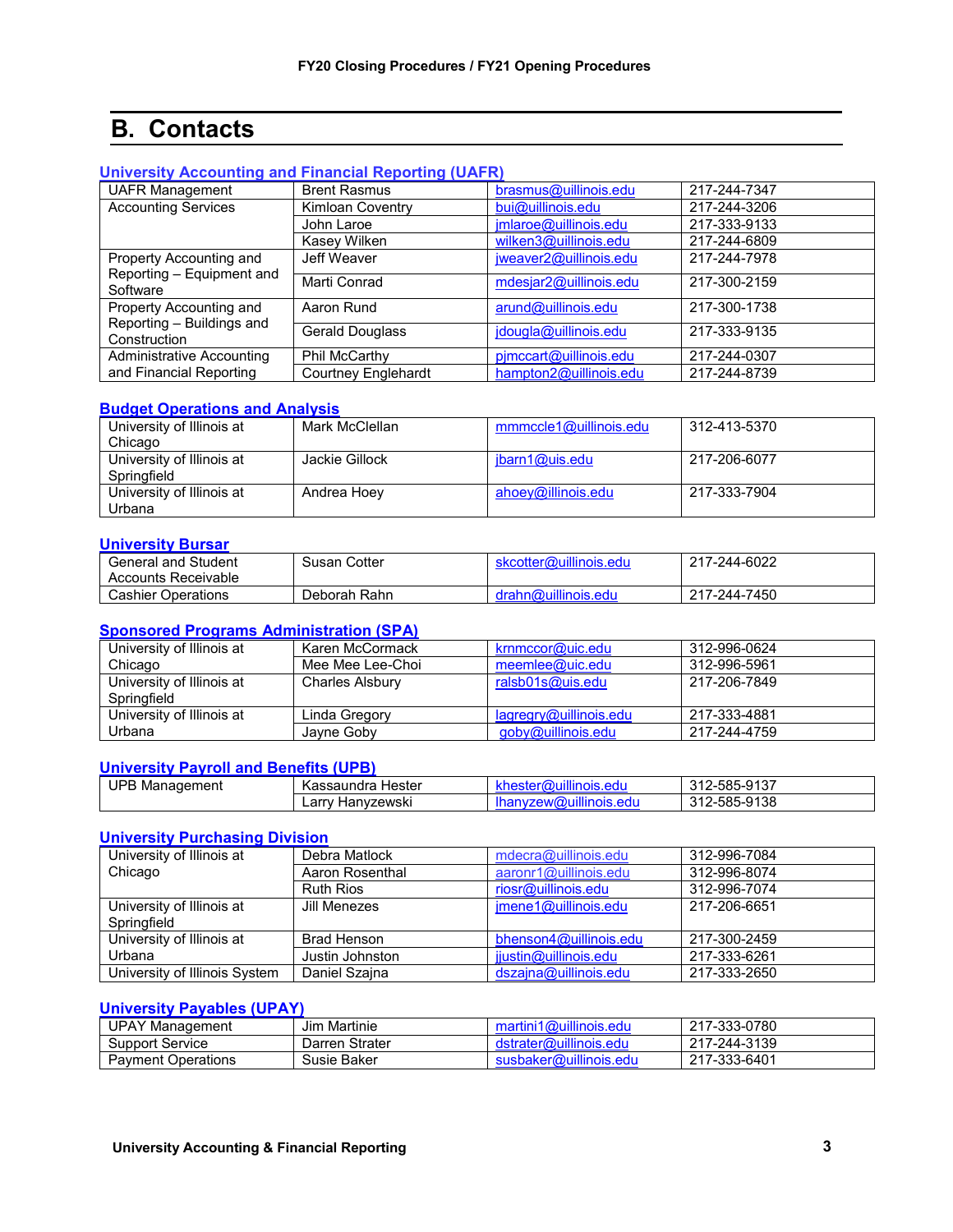## B. Contacts

### University Accounting and Financial Reporting (UAFR)

| | | | |
|---|---|---|---|
| UAFR Management | Brent Rasmus | brasmus@uillinois.edu | 217-244-7347 |
| Accounting Services | Kimloan Coventry | bui@uillinois.edu | 217-244-3206 |
| | John Laroe | jmlaroe@uillinois.edu | 217-333-9133 |
| | Kasey Wilken | wilken3@uillinois.edu | 217-244-6809 |
| Property Accounting and Reporting – Equipment and Software | Jeff Weaver | jweaver2@uillinois.edu | 217-244-7978 |
| | Marti Conrad | mdesjar2@uillinois.edu | 217-300-2159 |
| Property Accounting and Reporting – Buildings and Construction | Aaron Rund | arund@uillinois.edu | 217-300-1738 |
| | Gerald Douglass | jdougla@uillinois.edu | 217-333-9135 |
| Administrative Accounting and Financial Reporting | Phil McCarthy | pjmccart@uillinois.edu | 217-244-0307 |
| | Courtney Englehardt | hampton2@uillinois.edu | 217-244-8739 |

### Budget Operations and Analysis

| | | | |
|---|---|---|---|
| University of Illinois at Chicago | Mark McClellan | mmmccle1@uillinois.edu | 312-413-5370 |
| University of Illinois at Springfield | Jackie Gillock | jbarn1@uis.edu | 217-206-6077 |
| University of Illinois at Urbana | Andrea Hoey | ahoey@illinois.edu | 217-333-7904 |

### University Bursar

| | | | |
|---|---|---|---|
| General and Student Accounts Receivable | Susan Cotter | skcotter@uillinois.edu | 217-244-6022 |
| Cashier Operations | Deborah Rahn | drahn@uillinois.edu | 217-244-7450 |

### Sponsored Programs Administration (SPA)

| | | | |
|---|---|---|---|
| University of Illinois at Chicago | Karen McCormack | krnmccor@uic.edu | 312-996-0624 |
| | Mee Mee Lee-Choi | meemlee@uic.edu | 312-996-5961 |
| University of Illinois at Springfield | Charles Alsbury | ralsb01s@uis.edu | 217-206-7849 |
| University of Illinois at Urbana | Linda Gregory | lagregry@uillinois.edu | 217-333-4881 |
| | Jayne Goby | goby@uillinois.edu | 217-244-4759 |

### University Payroll and Benefits (UPB)

| | | | |
|---|---|---|---|
| UPB Management | Kassaundra Hester | khester@uillinois.edu | 312-585-9137 |
| | Larry Hanyzewski | lhanyzew@uillinois.edu | 312-585-9138 |

### University Purchasing Division

| | | | |
|---|---|---|---|
| University of Illinois at Chicago | Debra Matlock | mdecra@uillinois.edu | 312-996-7084 |
| | Aaron Rosenthal | aaronr1@uillinois.edu | 312-996-8074 |
| | Ruth Rios | riosr@uillinois.edu | 312-996-7074 |
| University of Illinois at Springfield | Jill Menezes | jmene1@uillinois.edu | 217-206-6651 |
| University of Illinois at Urbana | Brad Henson | bhenson4@uillinois.edu | 217-300-2459 |
| | Justin Johnston | jjustin@uillinois.edu | 217-333-6261 |
| University of Illinois System | Daniel Szajna | dszajna@uillinois.edu | 217-333-2650 |

### University Payables (UPAY)

| | | | |
|---|---|---|---|
| UPAY Management | Jim Martinie | martini1@uillinois.edu | 217-333-0780 |
| Support Service | Darren Strater | dstrater@uillinois.edu | 217-244-3139 |
| Payment Operations | Susie Baker | susbaker@uillinois.edu | 217-333-6401 |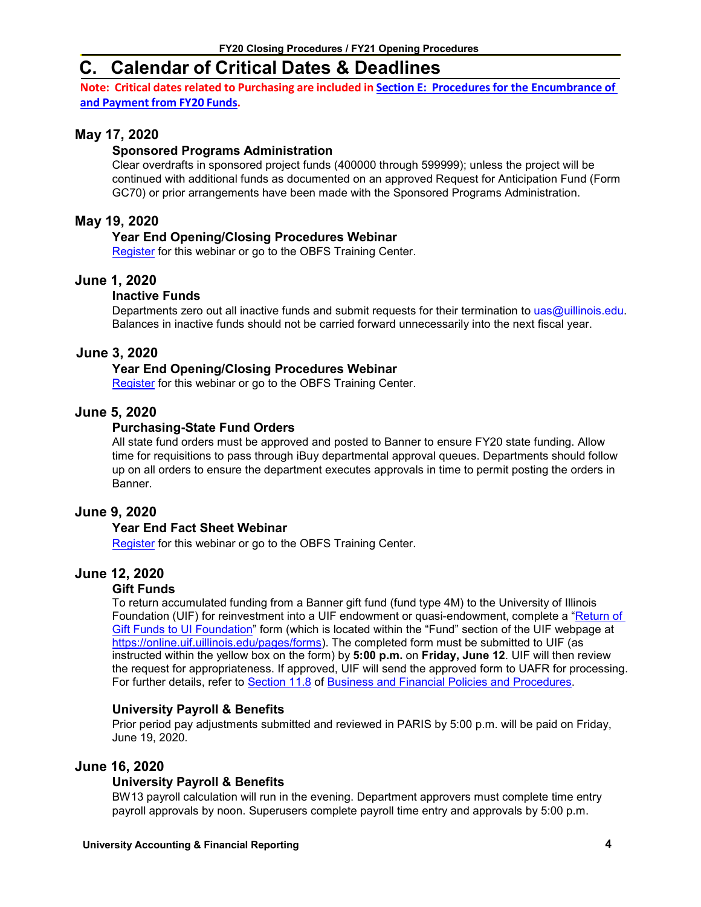# C. Calendar of Critical Dates & Deadlines

**Note: Critical dates related to Purchasing are included in Section E: Procedures for the Encumbrance of and Payment from FY20 Funds.**

## May 17, 2020

### Sponsored Programs Administration

Clear overdrafts in sponsored project funds (400000 through 599999); unless the project will be continued with additional funds as documented on an approved Request for Anticipation Fund (Form GC70) or prior arrangements have been made with the Sponsored Programs Administration.

## May 19, 2020

### Year End Opening/Closing Procedures Webinar

Register for this webinar or go to the OBFS Training Center.

## June 1, 2020

### Inactive Funds

Departments zero out all inactive funds and submit requests for their termination to uas@uillinois.edu. Balances in inactive funds should not be carried forward unnecessarily into the next fiscal year.

## June 3, 2020

### Year End Opening/Closing Procedures Webinar

Register for this webinar or go to the OBFS Training Center.

## June 5, 2020

### Purchasing-State Fund Orders

All state fund orders must be approved and posted to Banner to ensure FY20 state funding. Allow time for requisitions to pass through iBuy departmental approval queues. Departments should follow up on all orders to ensure the department executes approvals in time to permit posting the orders in Banner.

## June 9, 2020

### Year End Fact Sheet Webinar

Register for this webinar or go to the OBFS Training Center.

## June 12, 2020

### Gift Funds

To return accumulated funding from a Banner gift fund (fund type 4M) to the University of Illinois Foundation (UIF) for reinvestment into a UIF endowment or quasi-endowment, complete a "Return of Gift Funds to UI Foundation" form (which is located within the "Fund" section of the UIF webpage at https://online.uif.uillinois.edu/pages/forms). The completed form must be submitted to UIF (as instructed within the yellow box on the form) by **5:00 p.m.** on **Friday, June 12**. UIF will then review the request for appropriateness. If approved, UIF will send the approved form to UAFR for processing. For further details, refer to Section 11.8 of Business and Financial Policies and Procedures.

### University Payroll & Benefits

Prior period pay adjustments submitted and reviewed in PARIS by 5:00 p.m. will be paid on Friday, June 19, 2020.

## June 16, 2020

### University Payroll & Benefits

BW13 payroll calculation will run in the evening. Department approvers must complete time entry payroll approvals by noon. Superusers complete payroll time entry and approvals by 5:00 p.m.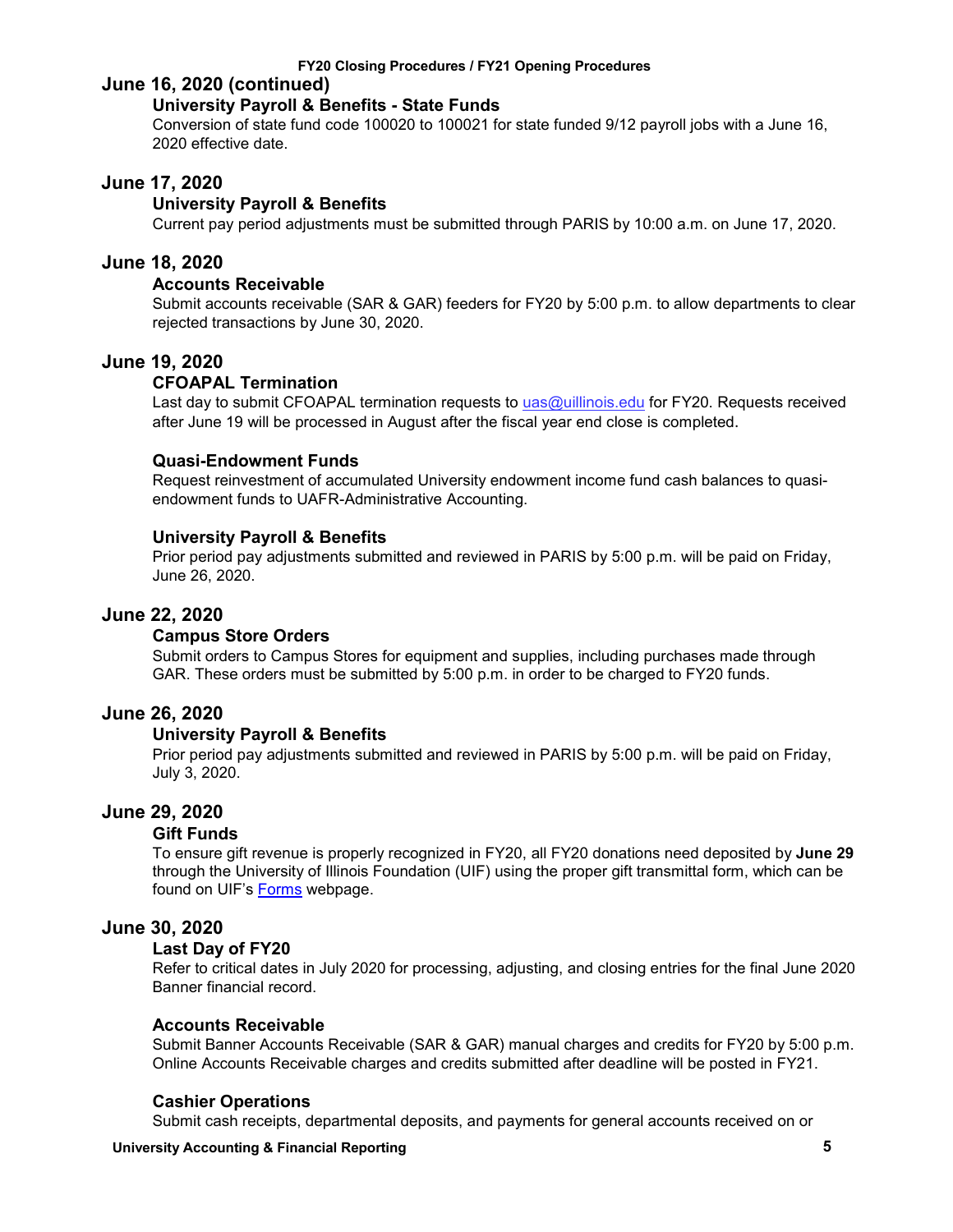## June 16, 2020 (continued)

### University Payroll & Benefits - State Funds

Conversion of state fund code 100020 to 100021 for state funded 9/12 payroll jobs with a June 16, 2020 effective date.

## June 17, 2020

### University Payroll & Benefits

Current pay period adjustments must be submitted through PARIS by 10:00 a.m. on June 17, 2020.

## June 18, 2020

### Accounts Receivable

Submit accounts receivable (SAR & GAR) feeders for FY20 by 5:00 p.m. to allow departments to clear rejected transactions by June 30, 2020.

## June 19, 2020

### CFOAPAL Termination

Last day to submit CFOAPAL termination requests to [uas@uillinois.edu](mailto:uas@uillinois.edu) for FY20. Requests received after June 19 will be processed in August after the fiscal year end close is completed.

### Quasi-Endowment Funds

Request reinvestment of accumulated University endowment income fund cash balances to quasi-endowment funds to UAFR-Administrative Accounting.

### University Payroll & Benefits

Prior period pay adjustments submitted and reviewed in PARIS by 5:00 p.m. will be paid on Friday, June 26, 2020.

## June 22, 2020

### Campus Store Orders

Submit orders to Campus Stores for equipment and supplies, including purchases made through GAR. These orders must be submitted by 5:00 p.m. in order to be charged to FY20 funds.

## June 26, 2020

### University Payroll & Benefits

Prior period pay adjustments submitted and reviewed in PARIS by 5:00 p.m. will be paid on Friday, July 3, 2020.

## June 29, 2020

### Gift Funds

To ensure gift revenue is properly recognized in FY20, all FY20 donations need deposited by **June 29** through the University of Illinois Foundation (UIF) using the proper gift transmittal form, which can be found on UIF's Forms webpage.

## June 30, 2020

### Last Day of FY20

Refer to critical dates in July 2020 for processing, adjusting, and closing entries for the final June 2020 Banner financial record.

### Accounts Receivable

Submit Banner Accounts Receivable (SAR & GAR) manual charges and credits for FY20 by 5:00 p.m. Online Accounts Receivable charges and credits submitted after deadline will be posted in FY21.

### Cashier Operations

Submit cash receipts, departmental deposits, and payments for general accounts received on or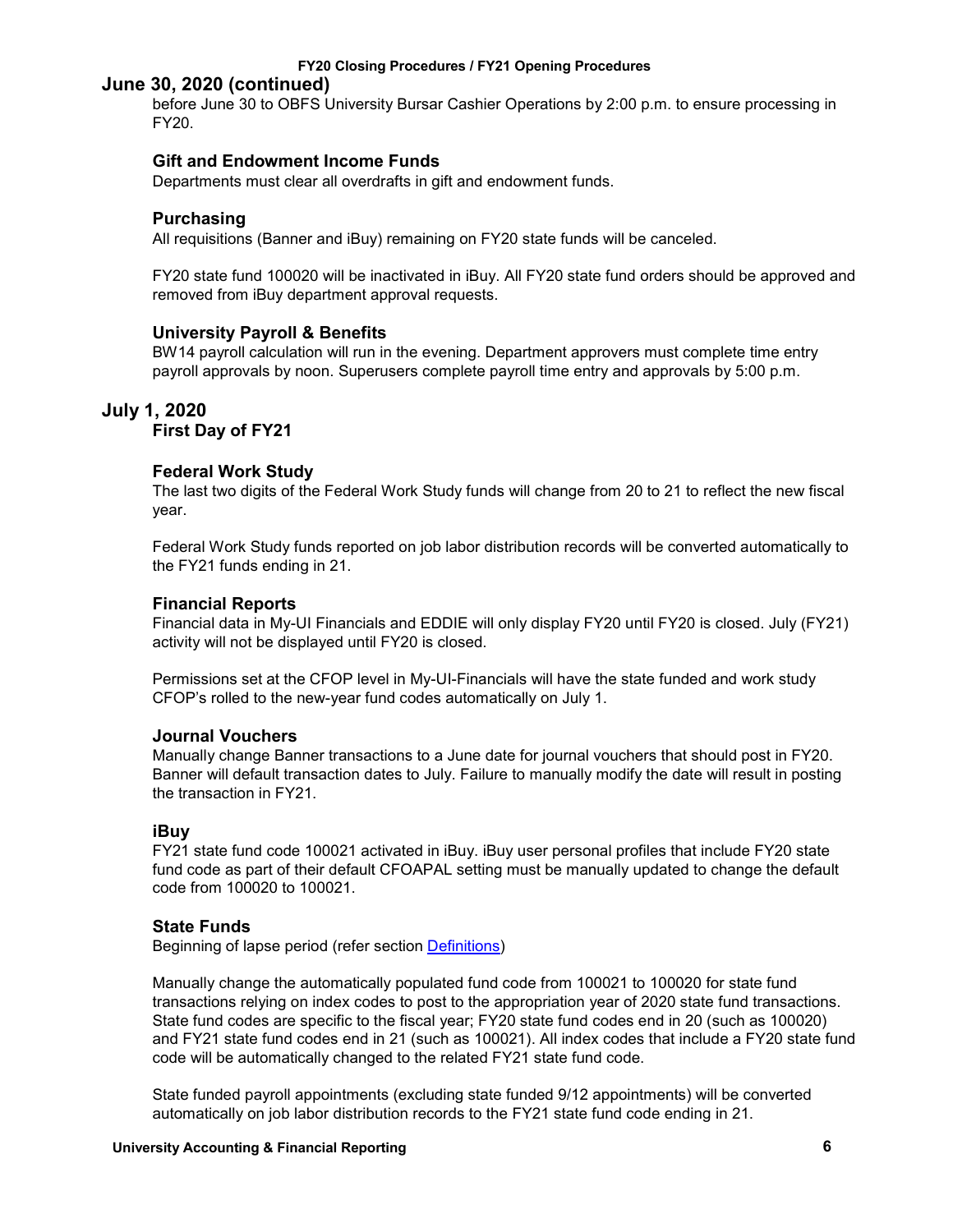## June 30, 2020 (continued)

before June 30 to OBFS University Bursar Cashier Operations by 2:00 p.m. to ensure processing in FY20.

### Gift and Endowment Income Funds

Departments must clear all overdrafts in gift and endowment funds.

### Purchasing

All requisitions (Banner and iBuy) remaining on FY20 state funds will be canceled.

FY20 state fund 100020 will be inactivated in iBuy. All FY20 state fund orders should be approved and removed from iBuy department approval requests.

### University Payroll & Benefits

BW14 payroll calculation will run in the evening. Department approvers must complete time entry payroll approvals by noon. Superusers complete payroll time entry and approvals by 5:00 p.m.

## July 1, 2020

### First Day of FY21

### Federal Work Study

The last two digits of the Federal Work Study funds will change from 20 to 21 to reflect the new fiscal year.

Federal Work Study funds reported on job labor distribution records will be converted automatically to the FY21 funds ending in 21.

### Financial Reports

Financial data in My-UI Financials and EDDIE will only display FY20 until FY20 is closed. July (FY21) activity will not be displayed until FY20 is closed.

Permissions set at the CFOP level in My-UI-Financials will have the state funded and work study CFOP's rolled to the new-year fund codes automatically on July 1.

### Journal Vouchers

Manually change Banner transactions to a June date for journal vouchers that should post in FY20. Banner will default transaction dates to July. Failure to manually modify the date will result in posting the transaction in FY21.

### iBuy

FY21 state fund code 100021 activated in iBuy. iBuy user personal profiles that include FY20 state fund code as part of their default CFOAPAL setting must be manually updated to change the default code from 100020 to 100021.

### State Funds

Beginning of lapse period (refer section Definitions)

Manually change the automatically populated fund code from 100021 to 100020 for state fund transactions relying on index codes to post to the appropriation year of 2020 state fund transactions. State fund codes are specific to the fiscal year; FY20 state fund codes end in 20 (such as 100020) and FY21 state fund codes end in 21 (such as 100021). All index codes that include a FY20 state fund code will be automatically changed to the related FY21 state fund code.

State funded payroll appointments (excluding state funded 9/12 appointments) will be converted automatically on job labor distribution records to the FY21 state fund code ending in 21.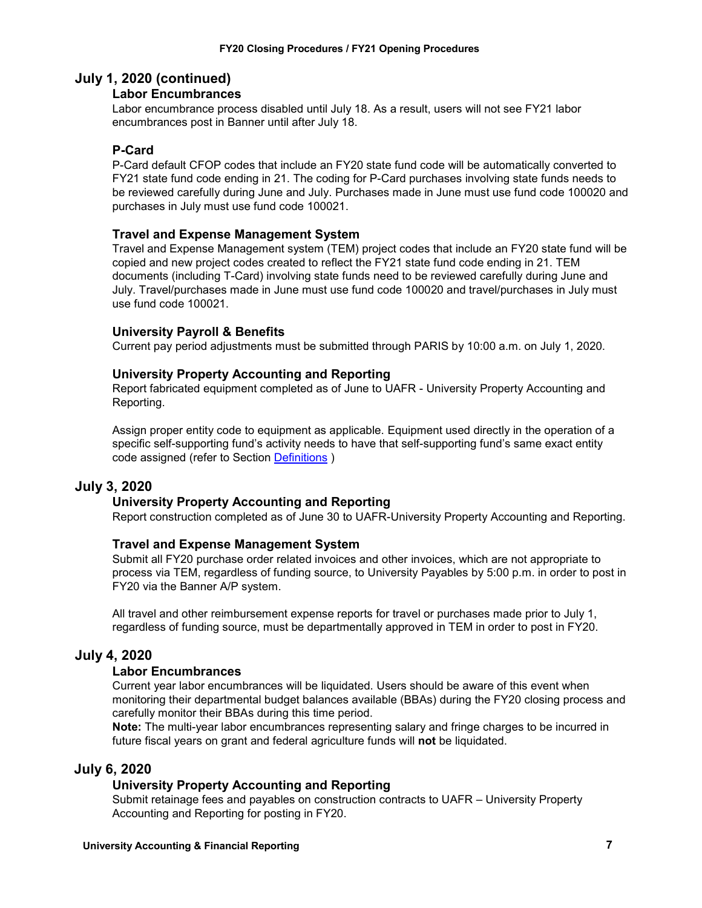## July 1, 2020 (continued)

### Labor Encumbrances

Labor encumbrance process disabled until July 18. As a result, users will not see FY21 labor encumbrances post in Banner until after July 18.

### P-Card

P-Card default CFOP codes that include an FY20 state fund code will be automatically converted to FY21 state fund code ending in 21. The coding for P-Card purchases involving state funds needs to be reviewed carefully during June and July. Purchases made in June must use fund code 100020 and purchases in July must use fund code 100021.

### Travel and Expense Management System

Travel and Expense Management system (TEM) project codes that include an FY20 state fund will be copied and new project codes created to reflect the FY21 state fund code ending in 21. TEM documents (including T-Card) involving state funds need to be reviewed carefully during June and July. Travel/purchases made in June must use fund code 100020 and travel/purchases in July must use fund code 100021.

### University Payroll & Benefits

Current pay period adjustments must be submitted through PARIS by 10:00 a.m. on July 1, 2020.

### University Property Accounting and Reporting

Report fabricated equipment completed as of June to UAFR - University Property Accounting and Reporting.

Assign proper entity code to equipment as applicable. Equipment used directly in the operation of a specific self-supporting fund's activity needs to have that self-supporting fund's same exact entity code assigned (refer to Section Definitions )

## July 3, 2020

### University Property Accounting and Reporting

Report construction completed as of June 30 to UAFR-University Property Accounting and Reporting.

### Travel and Expense Management System

Submit all FY20 purchase order related invoices and other invoices, which are not appropriate to process via TEM, regardless of funding source, to University Payables by 5:00 p.m. in order to post in FY20 via the Banner A/P system.

All travel and other reimbursement expense reports for travel or purchases made prior to July 1, regardless of funding source, must be departmentally approved in TEM in order to post in FY20.

## July 4, 2020

### Labor Encumbrances

Current year labor encumbrances will be liquidated. Users should be aware of this event when monitoring their departmental budget balances available (BBAs) during the FY20 closing process and carefully monitor their BBAs during this time period.

**Note:** The multi-year labor encumbrances representing salary and fringe charges to be incurred in future fiscal years on grant and federal agriculture funds will **not** be liquidated.

## July 6, 2020

### University Property Accounting and Reporting

Submit retainage fees and payables on construction contracts to UAFR – University Property Accounting and Reporting for posting in FY20.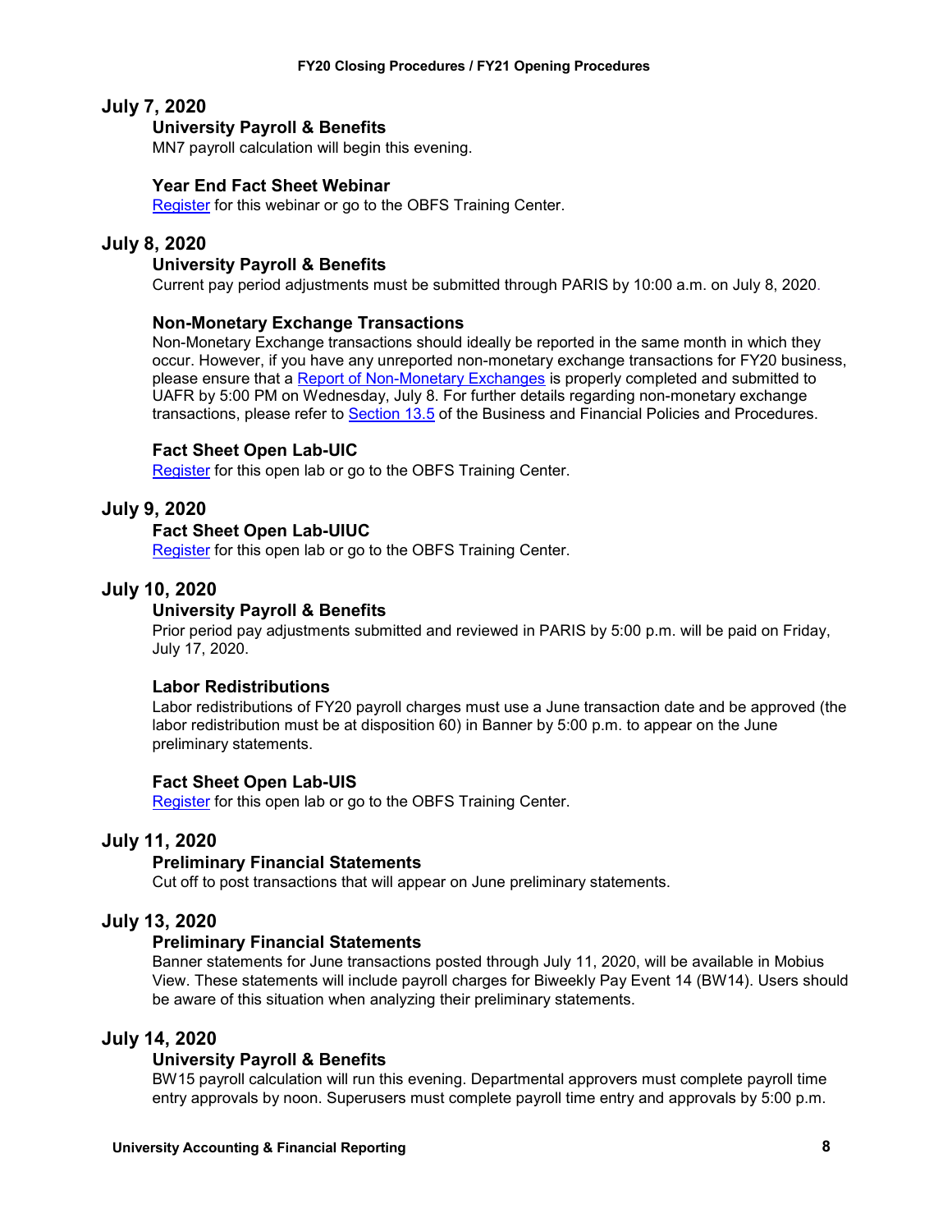## July 7, 2020

### University Payroll & Benefits

MN7 payroll calculation will begin this evening.

### Year End Fact Sheet Webinar

Register for this webinar or go to the OBFS Training Center.

## July 8, 2020

### University Payroll & Benefits

Current pay period adjustments must be submitted through PARIS by 10:00 a.m. on July 8, 2020.

### Non-Monetary Exchange Transactions

Non-Monetary Exchange transactions should ideally be reported in the same month in which they occur. However, if you have any unreported non-monetary exchange transactions for FY20 business, please ensure that a Report of Non-Monetary Exchanges is properly completed and submitted to UAFR by 5:00 PM on Wednesday, July 8. For further details regarding non-monetary exchange transactions, please refer to Section 13.5 of the Business and Financial Policies and Procedures.

### Fact Sheet Open Lab-UIC

Register for this open lab or go to the OBFS Training Center.

## July 9, 2020

### Fact Sheet Open Lab-UIUC

Register for this open lab or go to the OBFS Training Center.

## July 10, 2020

### University Payroll & Benefits

Prior period pay adjustments submitted and reviewed in PARIS by 5:00 p.m. will be paid on Friday, July 17, 2020.

### Labor Redistributions

Labor redistributions of FY20 payroll charges must use a June transaction date and be approved (the labor redistribution must be at disposition 60) in Banner by 5:00 p.m. to appear on the June preliminary statements.

### Fact Sheet Open Lab-UIS

Register for this open lab or go to the OBFS Training Center.

## July 11, 2020

### Preliminary Financial Statements

Cut off to post transactions that will appear on June preliminary statements.

## July 13, 2020

### Preliminary Financial Statements

Banner statements for June transactions posted through July 11, 2020, will be available in Mobius View. These statements will include payroll charges for Biweekly Pay Event 14 (BW14). Users should be aware of this situation when analyzing their preliminary statements.

## July 14, 2020

### University Payroll & Benefits

BW15 payroll calculation will run this evening. Departmental approvers must complete payroll time entry approvals by noon. Superusers must complete payroll time entry and approvals by 5:00 p.m.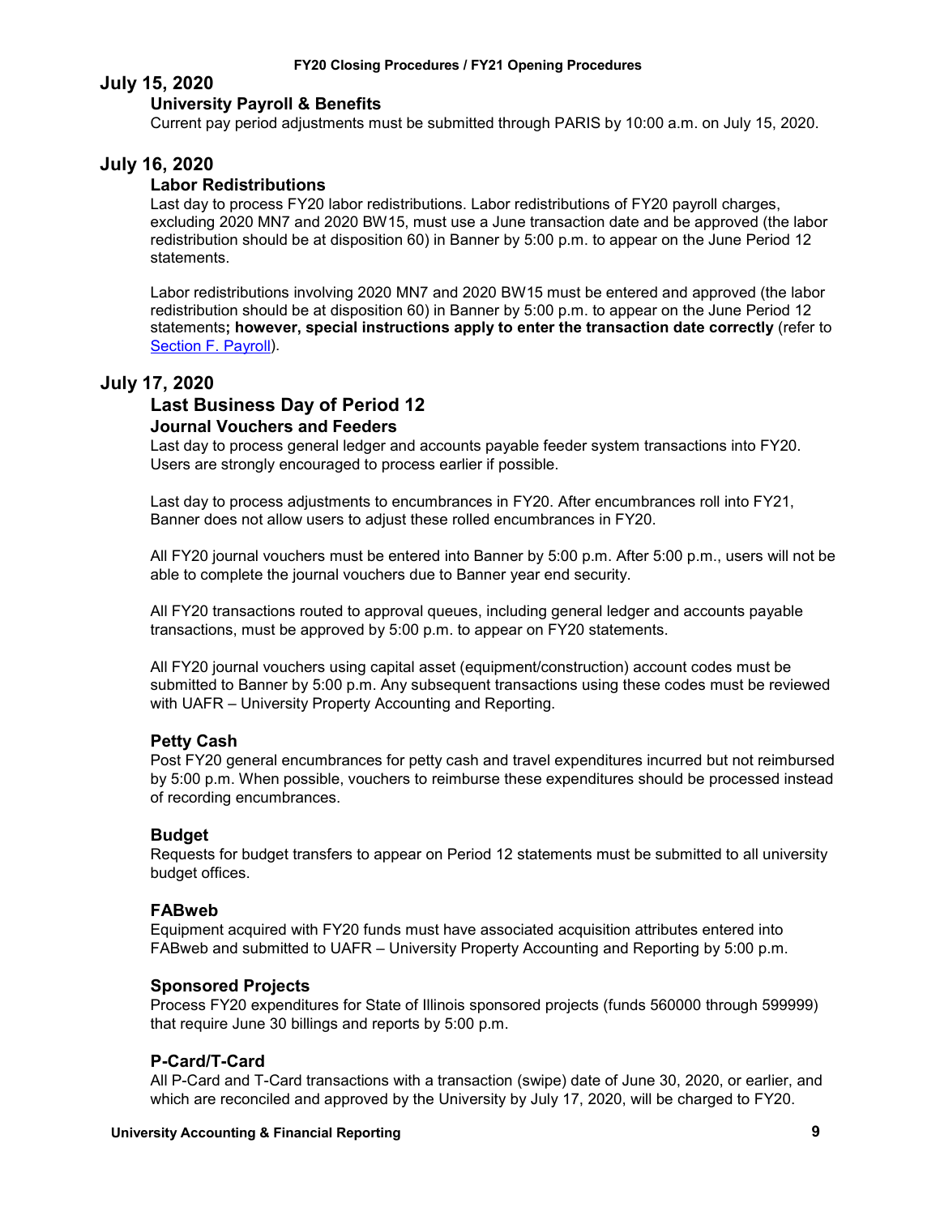## July 15, 2020

### University Payroll & Benefits

Current pay period adjustments must be submitted through PARIS by 10:00 a.m. on July 15, 2020.

## July 16, 2020

### Labor Redistributions

Last day to process FY20 labor redistributions. Labor redistributions of FY20 payroll charges, excluding 2020 MN7 and 2020 BW15, must use a June transaction date and be approved (the labor redistribution should be at disposition 60) in Banner by 5:00 p.m. to appear on the June Period 12 statements.

Labor redistributions involving 2020 MN7 and 2020 BW15 must be entered and approved (the labor redistribution should be at disposition 60) in Banner by 5:00 p.m. to appear on the June Period 12 statements**; however, special instructions apply to enter the transaction date correctly** (refer to Section F. Payroll).

## July 17, 2020

### Last Business Day of Period 12

### Journal Vouchers and Feeders

Last day to process general ledger and accounts payable feeder system transactions into FY20. Users are strongly encouraged to process earlier if possible.

Last day to process adjustments to encumbrances in FY20. After encumbrances roll into FY21, Banner does not allow users to adjust these rolled encumbrances in FY20.

All FY20 journal vouchers must be entered into Banner by 5:00 p.m. After 5:00 p.m., users will not be able to complete the journal vouchers due to Banner year end security.

All FY20 transactions routed to approval queues, including general ledger and accounts payable transactions, must be approved by 5:00 p.m. to appear on FY20 statements.

All FY20 journal vouchers using capital asset (equipment/construction) account codes must be submitted to Banner by 5:00 p.m. Any subsequent transactions using these codes must be reviewed with UAFR – University Property Accounting and Reporting.

### Petty Cash

Post FY20 general encumbrances for petty cash and travel expenditures incurred but not reimbursed by 5:00 p.m. When possible, vouchers to reimburse these expenditures should be processed instead of recording encumbrances.

### Budget

Requests for budget transfers to appear on Period 12 statements must be submitted to all university budget offices.

### FABweb

Equipment acquired with FY20 funds must have associated acquisition attributes entered into FABweb and submitted to UAFR – University Property Accounting and Reporting by 5:00 p.m.

### Sponsored Projects

Process FY20 expenditures for State of Illinois sponsored projects (funds 560000 through 599999) that require June 30 billings and reports by 5:00 p.m.

### P-Card/T-Card

All P-Card and T-Card transactions with a transaction (swipe) date of June 30, 2020, or earlier, and which are reconciled and approved by the University by July 17, 2020, will be charged to FY20.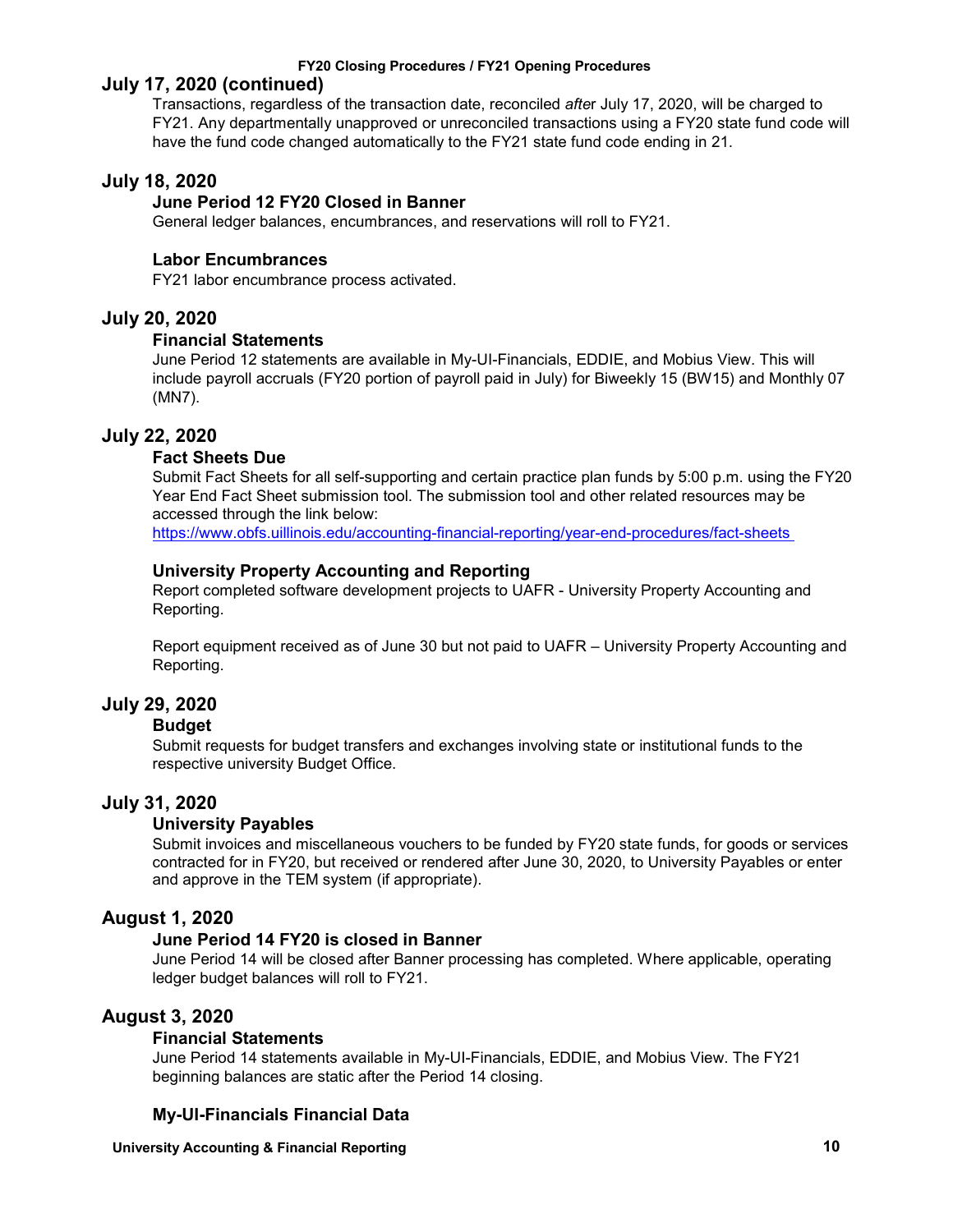## July 17, 2020 (continued)

Transactions, regardless of the transaction date, reconciled *after* July 17, 2020, will be charged to FY21. Any departmentally unapproved or unreconciled transactions using a FY20 state fund code will have the fund code changed automatically to the FY21 state fund code ending in 21.

## July 18, 2020

### June Period 12 FY20 Closed in Banner

General ledger balances, encumbrances, and reservations will roll to FY21.

### Labor Encumbrances

FY21 labor encumbrance process activated.

## July 20, 2020

### Financial Statements

June Period 12 statements are available in My-UI-Financials, EDDIE, and Mobius View. This will include payroll accruals (FY20 portion of payroll paid in July) for Biweekly 15 (BW15) and Monthly 07 (MN7).

## July 22, 2020

### Fact Sheets Due

Submit Fact Sheets for all self-supporting and certain practice plan funds by 5:00 p.m. using the FY20 Year End Fact Sheet submission tool. The submission tool and other related resources may be accessed through the link below:

https://www.obfs.uillinois.edu/accounting-financial-reporting/year-end-procedures/fact-sheets

### University Property Accounting and Reporting

Report completed software development projects to UAFR - University Property Accounting and Reporting.

Report equipment received as of June 30 but not paid to UAFR – University Property Accounting and Reporting.

## July 29, 2020

### Budget

Submit requests for budget transfers and exchanges involving state or institutional funds to the respective university Budget Office.

## July 31, 2020

### University Payables

Submit invoices and miscellaneous vouchers to be funded by FY20 state funds, for goods or services contracted for in FY20, but received or rendered after June 30, 2020, to University Payables or enter and approve in the TEM system (if appropriate).

## August 1, 2020

### June Period 14 FY20 is closed in Banner

June Period 14 will be closed after Banner processing has completed. Where applicable, operating ledger budget balances will roll to FY21.

## August 3, 2020

### Financial Statements

June Period 14 statements available in My-UI-Financials, EDDIE, and Mobius View. The FY21 beginning balances are static after the Period 14 closing.

### My-UI-Financials Financial Data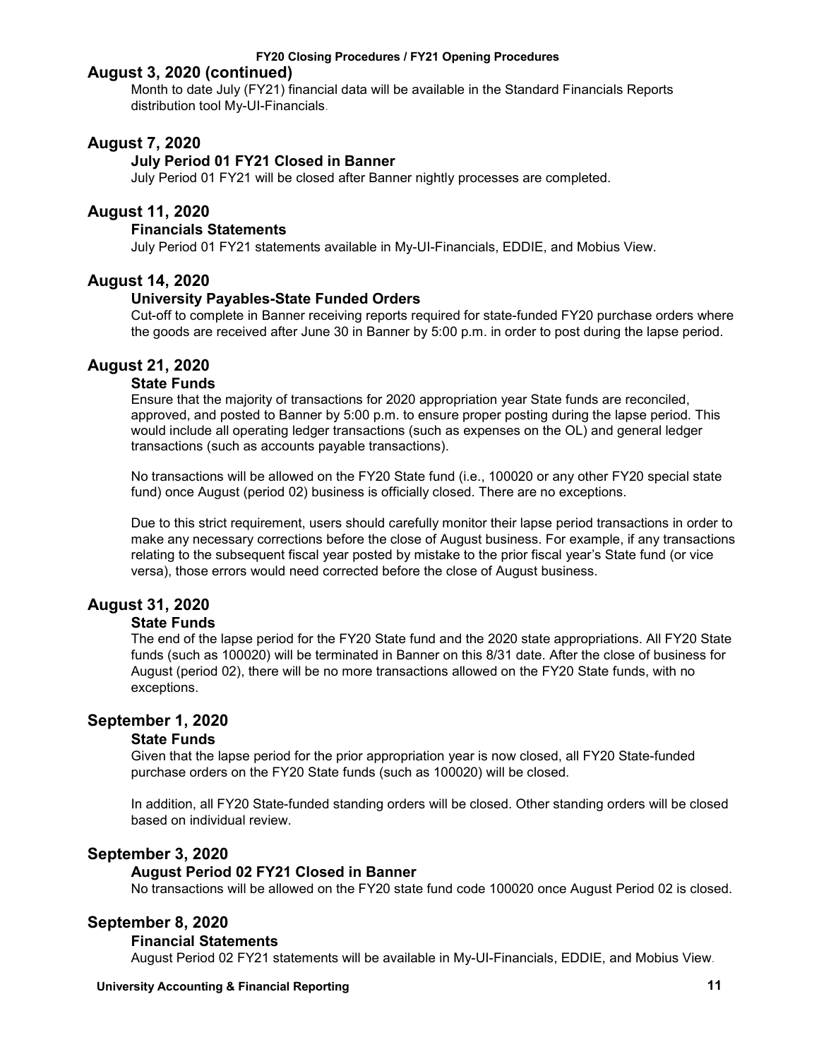## August 3, 2020 (continued)

Month to date July (FY21) financial data will be available in the Standard Financials Reports distribution tool My-UI-Financials.

## August 7, 2020

### July Period 01 FY21 Closed in Banner

July Period 01 FY21 will be closed after Banner nightly processes are completed.

## August 11, 2020

### Financials Statements

July Period 01 FY21 statements available in My-UI-Financials, EDDIE, and Mobius View.

## August 14, 2020

### University Payables-State Funded Orders

Cut-off to complete in Banner receiving reports required for state-funded FY20 purchase orders where the goods are received after June 30 in Banner by 5:00 p.m. in order to post during the lapse period.

## August 21, 2020

### State Funds

Ensure that the majority of transactions for 2020 appropriation year State funds are reconciled, approved, and posted to Banner by 5:00 p.m. to ensure proper posting during the lapse period. This would include all operating ledger transactions (such as expenses on the OL) and general ledger transactions (such as accounts payable transactions).

No transactions will be allowed on the FY20 State fund (i.e., 100020 or any other FY20 special state fund) once August (period 02) business is officially closed. There are no exceptions.

Due to this strict requirement, users should carefully monitor their lapse period transactions in order to make any necessary corrections before the close of August business. For example, if any transactions relating to the subsequent fiscal year posted by mistake to the prior fiscal year's State fund (or vice versa), those errors would need corrected before the close of August business.

## August 31, 2020

### State Funds

The end of the lapse period for the FY20 State fund and the 2020 state appropriations. All FY20 State funds (such as 100020) will be terminated in Banner on this 8/31 date. After the close of business for August (period 02), there will be no more transactions allowed on the FY20 State funds, with no exceptions.

## September 1, 2020

### State Funds

Given that the lapse period for the prior appropriation year is now closed, all FY20 State-funded purchase orders on the FY20 State funds (such as 100020) will be closed.

In addition, all FY20 State-funded standing orders will be closed. Other standing orders will be closed based on individual review.

## September 3, 2020

### August Period 02 FY21 Closed in Banner

No transactions will be allowed on the FY20 state fund code 100020 once August Period 02 is closed.

## September 8, 2020

### Financial Statements

August Period 02 FY21 statements will be available in My-UI-Financials, EDDIE, and Mobius View.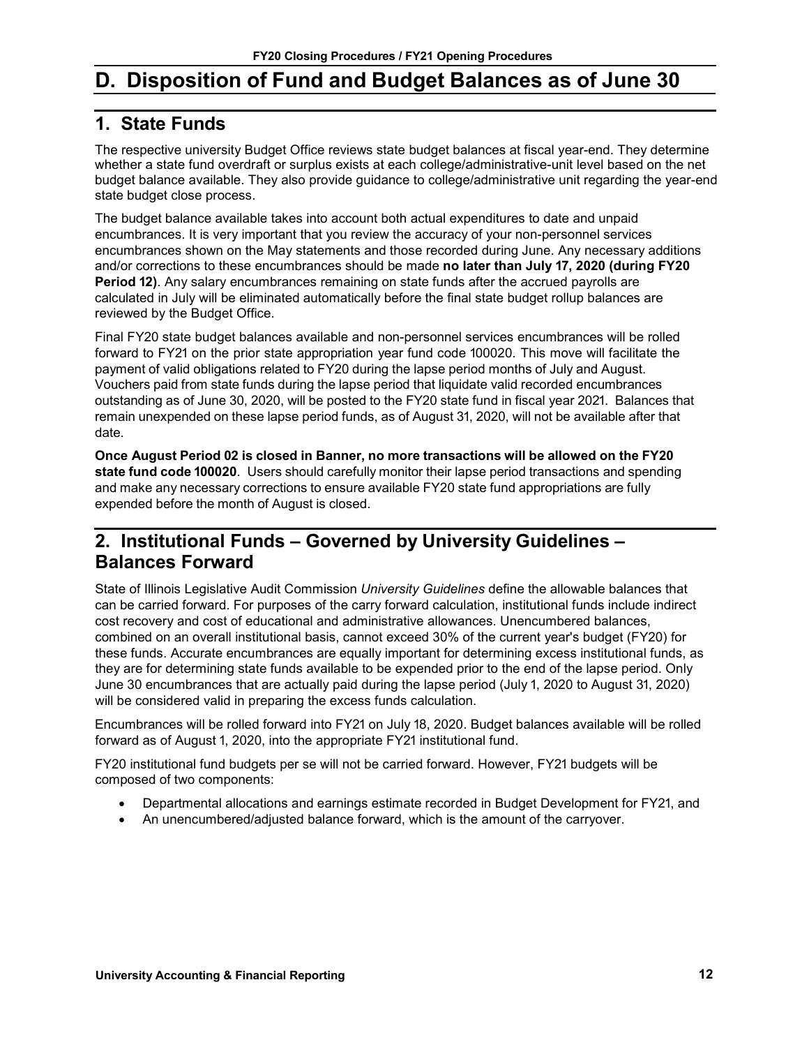# D. Disposition of Fund and Budget Balances as of June 30

## 1. State Funds

The respective university Budget Office reviews state budget balances at fiscal year-end. They determine whether a state fund overdraft or surplus exists at each college/administrative-unit level based on the net budget balance available. They also provide guidance to college/administrative unit regarding the year-end state budget close process.

The budget balance available takes into account both actual expenditures to date and unpaid encumbrances. It is very important that you review the accuracy of your non-personnel services encumbrances shown on the May statements and those recorded during June. Any necessary additions and/or corrections to these encumbrances should be made **no later than July 17, 2020 (during FY20 Period 12)**. Any salary encumbrances remaining on state funds after the accrued payrolls are calculated in July will be eliminated automatically before the final state budget rollup balances are reviewed by the Budget Office.

Final FY20 state budget balances available and non-personnel services encumbrances will be rolled forward to FY21 on the prior state appropriation year fund code 100020. This move will facilitate the payment of valid obligations related to FY20 during the lapse period months of July and August. Vouchers paid from state funds during the lapse period that liquidate valid recorded encumbrances outstanding as of June 30, 2020, will be posted to the FY20 state fund in fiscal year 2021. Balances that remain unexpended on these lapse period funds, as of August 31, 2020, will not be available after that date.

**Once August Period 02 is closed in Banner, no more transactions will be allowed on the FY20 state fund code 100020**. Users should carefully monitor their lapse period transactions and spending and make any necessary corrections to ensure available FY20 state fund appropriations are fully expended before the month of August is closed.

## 2. Institutional Funds – Governed by University Guidelines – Balances Forward

State of Illinois Legislative Audit Commission *University Guidelines* define the allowable balances that can be carried forward. For purposes of the carry forward calculation, institutional funds include indirect cost recovery and cost of educational and administrative allowances. Unencumbered balances, combined on an overall institutional basis, cannot exceed 30% of the current year's budget (FY20) for these funds. Accurate encumbrances are equally important for determining excess institutional funds, as they are for determining state funds available to be expended prior to the end of the lapse period. Only June 30 encumbrances that are actually paid during the lapse period (July 1, 2020 to August 31, 2020) will be considered valid in preparing the excess funds calculation.

Encumbrances will be rolled forward into FY21 on July 18, 2020. Budget balances available will be rolled forward as of August 1, 2020, into the appropriate FY21 institutional fund.

FY20 institutional fund budgets per se will not be carried forward. However, FY21 budgets will be composed of two components:

- Departmental allocations and earnings estimate recorded in Budget Development for FY21, and
- An unencumbered/adjusted balance forward, which is the amount of the carryover.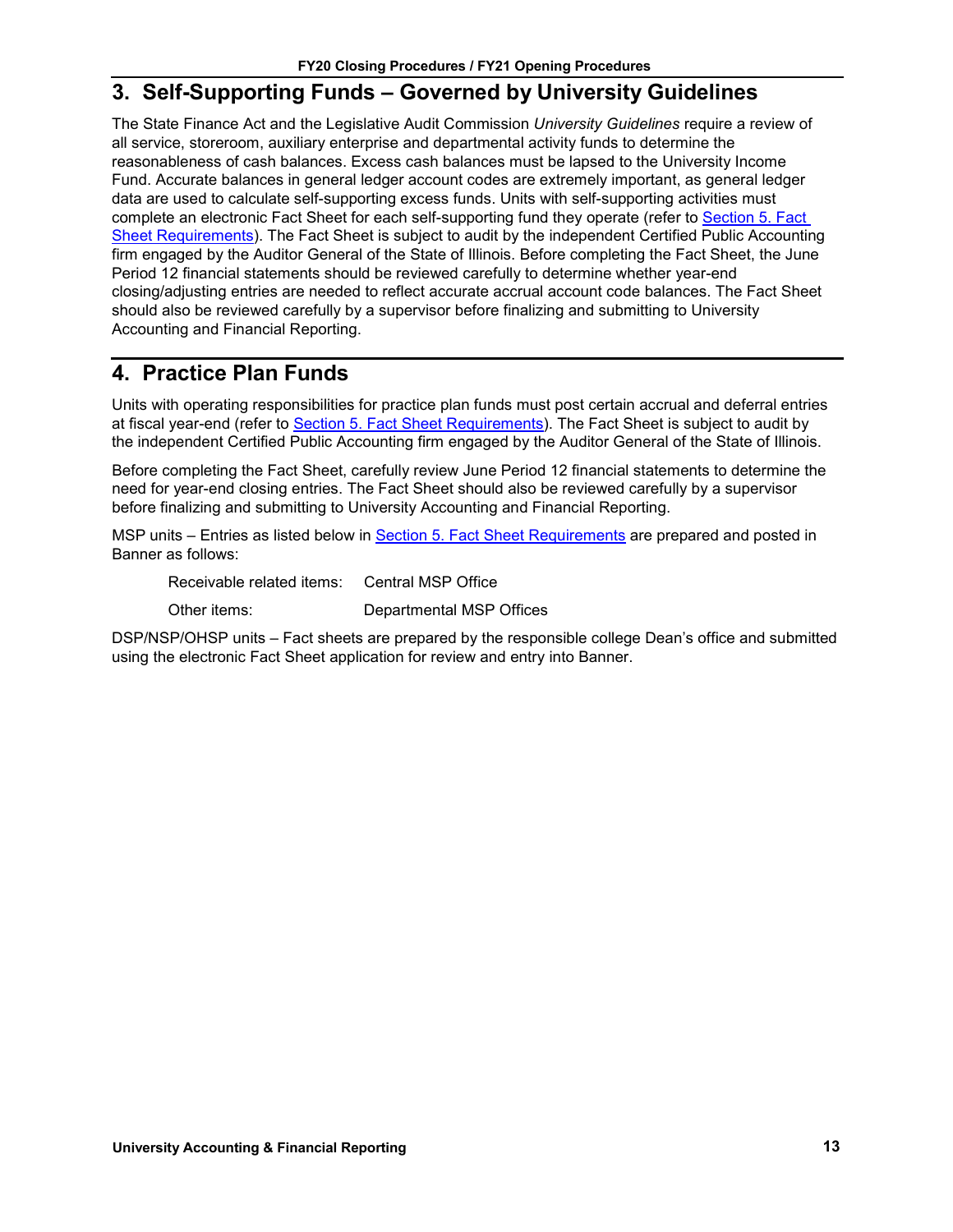## 3. Self-Supporting Funds – Governed by University Guidelines

The State Finance Act and the Legislative Audit Commission *University Guidelines* require a review of all service, storeroom, auxiliary enterprise and departmental activity funds to determine the reasonableness of cash balances. Excess cash balances must be lapsed to the University Income Fund. Accurate balances in general ledger account codes are extremely important, as general ledger data are used to calculate self-supporting excess funds. Units with self-supporting activities must complete an electronic Fact Sheet for each self-supporting fund they operate (refer to [Section 5. Fact Sheet Requirements]()). The Fact Sheet is subject to audit by the independent Certified Public Accounting firm engaged by the Auditor General of the State of Illinois. Before completing the Fact Sheet, the June Period 12 financial statements should be reviewed carefully to determine whether year-end closing/adjusting entries are needed to reflect accurate accrual account code balances. The Fact Sheet should also be reviewed carefully by a supervisor before finalizing and submitting to University Accounting and Financial Reporting.

## 4. Practice Plan Funds

Units with operating responsibilities for practice plan funds must post certain accrual and deferral entries at fiscal year-end (refer to [Section 5. Fact Sheet Requirements]()). The Fact Sheet is subject to audit by the independent Certified Public Accounting firm engaged by the Auditor General of the State of Illinois.

Before completing the Fact Sheet, carefully review June Period 12 financial statements to determine the need for year-end closing entries. The Fact Sheet should also be reviewed carefully by a supervisor before finalizing and submitting to University Accounting and Financial Reporting.

MSP units – Entries as listed below in [Section 5. Fact Sheet Requirements]() are prepared and posted in Banner as follows:

| | |
|---|---|
| Receivable related items: | Central MSP Office |
| Other items: | Departmental MSP Offices |

DSP/NSP/OHSP units – Fact sheets are prepared by the responsible college Dean's office and submitted using the electronic Fact Sheet application for review and entry into Banner.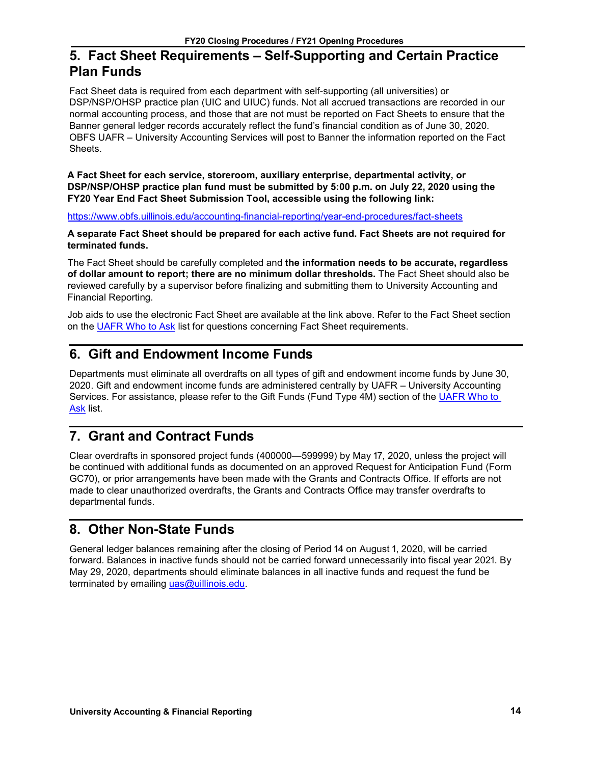## 5. Fact Sheet Requirements – Self-Supporting and Certain Practice Plan Funds

Fact Sheet data is required from each department with self-supporting (all universities) or DSP/NSP/OHSP practice plan (UIC and UIUC) funds. Not all accrued transactions are recorded in our normal accounting process, and those that are not must be reported on Fact Sheets to ensure that the Banner general ledger records accurately reflect the fund's financial condition as of June 30, 2020. OBFS UAFR – University Accounting Services will post to Banner the information reported on the Fact Sheets.

**A Fact Sheet for each service, storeroom, auxiliary enterprise, departmental activity, or DSP/NSP/OHSP practice plan fund must be submitted by 5:00 p.m. on July 22, 2020 using the FY20 Year End Fact Sheet Submission Tool, accessible using the following link:**

https://www.obfs.uillinois.edu/accounting-financial-reporting/year-end-procedures/fact-sheets

**A separate Fact Sheet should be prepared for each active fund. Fact Sheets are not required for terminated funds.**

The Fact Sheet should be carefully completed and **the information needs to be accurate, regardless of dollar amount to report; there are no minimum dollar thresholds.** The Fact Sheet should also be reviewed carefully by a supervisor before finalizing and submitting them to University Accounting and Financial Reporting.

Job aids to use the electronic Fact Sheet are available at the link above. Refer to the Fact Sheet section on the UAFR Who to Ask list for questions concerning Fact Sheet requirements.

## 6. Gift and Endowment Income Funds

Departments must eliminate all overdrafts on all types of gift and endowment income funds by June 30, 2020. Gift and endowment income funds are administered centrally by UAFR – University Accounting Services. For assistance, please refer to the Gift Funds (Fund Type 4M) section of the UAFR Who to Ask list.

## 7. Grant and Contract Funds

Clear overdrafts in sponsored project funds (400000—599999) by May 17, 2020, unless the project will be continued with additional funds as documented on an approved Request for Anticipation Fund (Form GC70), or prior arrangements have been made with the Grants and Contracts Office. If efforts are not made to clear unauthorized overdrafts, the Grants and Contracts Office may transfer overdrafts to departmental funds.

## 8. Other Non-State Funds

General ledger balances remaining after the closing of Period 14 on August 1, 2020, will be carried forward. Balances in inactive funds should not be carried forward unnecessarily into fiscal year 2021. By May 29, 2020, departments should eliminate balances in all inactive funds and request the fund be terminated by emailing uas@uillinois.edu.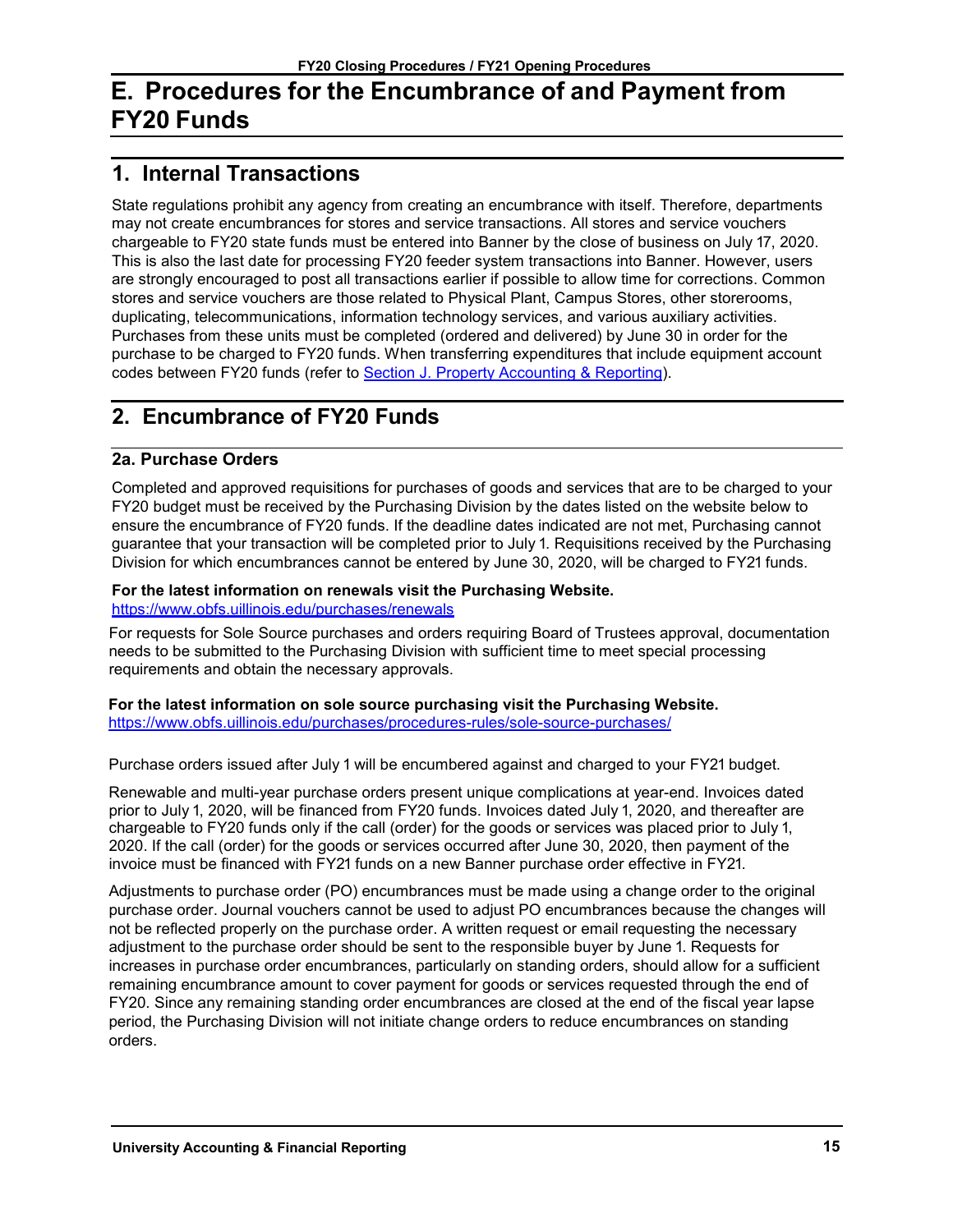# E. Procedures for the Encumbrance of and Payment from FY20 Funds

## 1. Internal Transactions

State regulations prohibit any agency from creating an encumbrance with itself. Therefore, departments may not create encumbrances for stores and service transactions. All stores and service vouchers chargeable to FY20 state funds must be entered into Banner by the close of business on July 17, 2020. This is also the last date for processing FY20 feeder system transactions into Banner. However, users are strongly encouraged to post all transactions earlier if possible to allow time for corrections. Common stores and service vouchers are those related to Physical Plant, Campus Stores, other storerooms, duplicating, telecommunications, information technology services, and various auxiliary activities. Purchases from these units must be completed (ordered and delivered) by June 30 in order for the purchase to be charged to FY20 funds. When transferring expenditures that include equipment account codes between FY20 funds (refer to Section J. Property Accounting & Reporting).

## 2. Encumbrance of FY20 Funds

### 2a. Purchase Orders

Completed and approved requisitions for purchases of goods and services that are to be charged to your FY20 budget must be received by the Purchasing Division by the dates listed on the website below to ensure the encumbrance of FY20 funds. If the deadline dates indicated are not met, Purchasing cannot guarantee that your transaction will be completed prior to July 1. Requisitions received by the Purchasing Division for which encumbrances cannot be entered by June 30, 2020, will be charged to FY21 funds.

**For the latest information on renewals visit the Purchasing Website.**
https://www.obfs.uillinois.edu/purchases/renewals

For requests for Sole Source purchases and orders requiring Board of Trustees approval, documentation needs to be submitted to the Purchasing Division with sufficient time to meet special processing requirements and obtain the necessary approvals.

**For the latest information on sole source purchasing visit the Purchasing Website.**
https://www.obfs.uillinois.edu/purchases/procedures-rules/sole-source-purchases/

Purchase orders issued after July 1 will be encumbered against and charged to your FY21 budget.

Renewable and multi-year purchase orders present unique complications at year-end. Invoices dated prior to July 1, 2020, will be financed from FY20 funds. Invoices dated July 1, 2020, and thereafter are chargeable to FY20 funds only if the call (order) for the goods or services was placed prior to July 1, 2020. If the call (order) for the goods or services occurred after June 30, 2020, then payment of the invoice must be financed with FY21 funds on a new Banner purchase order effective in FY21.

Adjustments to purchase order (PO) encumbrances must be made using a change order to the original purchase order. Journal vouchers cannot be used to adjust PO encumbrances because the changes will not be reflected properly on the purchase order. A written request or email requesting the necessary adjustment to the purchase order should be sent to the responsible buyer by June 1. Requests for increases in purchase order encumbrances, particularly on standing orders, should allow for a sufficient remaining encumbrance amount to cover payment for goods or services requested through the end of FY20. Since any remaining standing order encumbrances are closed at the end of the fiscal year lapse period, the Purchasing Division will not initiate change orders to reduce encumbrances on standing orders.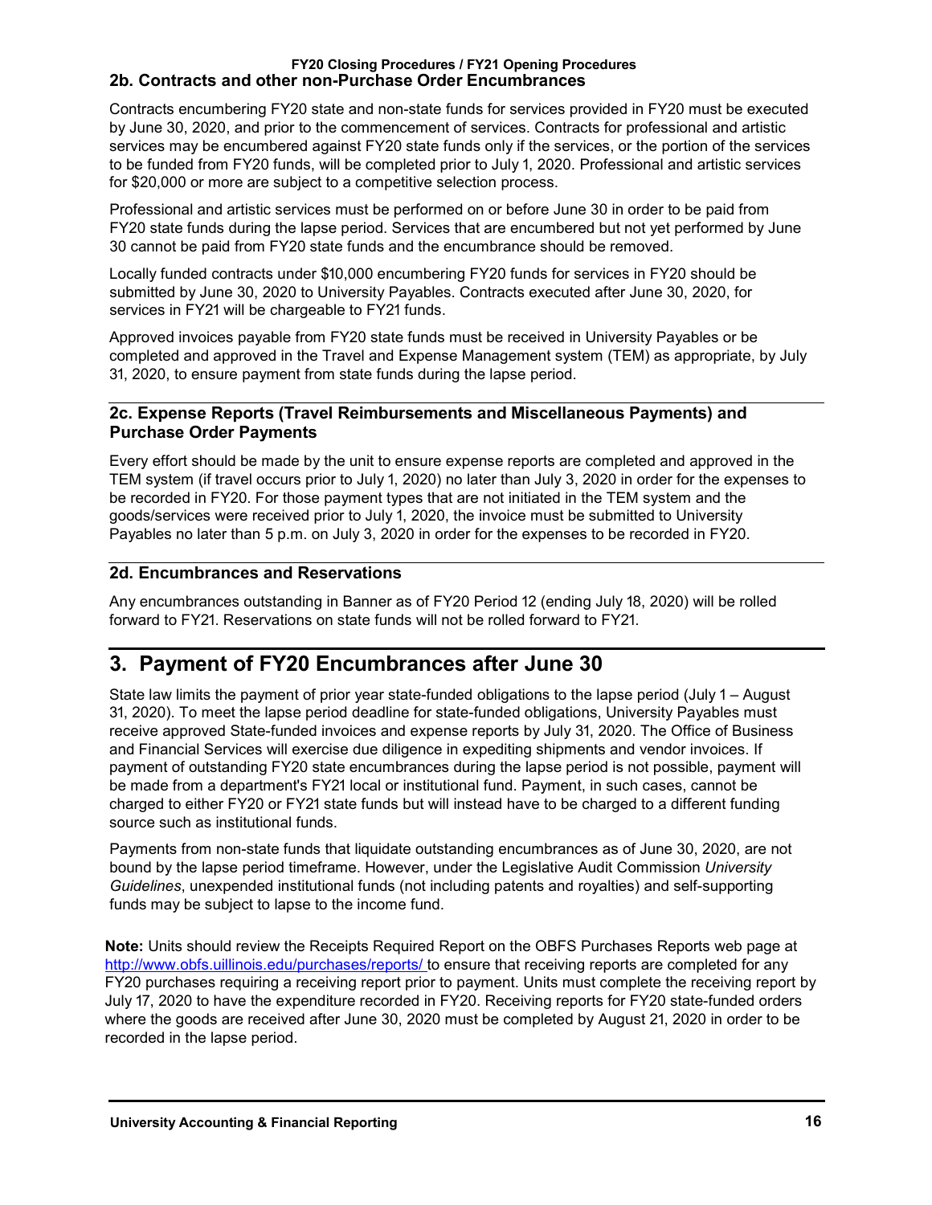### 2b. Contracts and other non-Purchase Order Encumbrances

Contracts encumbering FY20 state and non-state funds for services provided in FY20 must be executed by June 30, 2020, and prior to the commencement of services. Contracts for professional and artistic services may be encumbered against FY20 state funds only if the services, or the portion of the services to be funded from FY20 funds, will be completed prior to July 1, 2020. Professional and artistic services for $20,000 or more are subject to a competitive selection process.

Professional and artistic services must be performed on or before June 30 in order to be paid from FY20 state funds during the lapse period. Services that are encumbered but not yet performed by June 30 cannot be paid from FY20 state funds and the encumbrance should be removed.

Locally funded contracts under $10,000 encumbering FY20 funds for services in FY20 should be submitted by June 30, 2020 to University Payables. Contracts executed after June 30, 2020, for services in FY21 will be chargeable to FY21 funds.

Approved invoices payable from FY20 state funds must be received in University Payables or be completed and approved in the Travel and Expense Management system (TEM) as appropriate, by July 31, 2020, to ensure payment from state funds during the lapse period.

### 2c. Expense Reports (Travel Reimbursements and Miscellaneous Payments) and Purchase Order Payments

Every effort should be made by the unit to ensure expense reports are completed and approved in the TEM system (if travel occurs prior to July 1, 2020) no later than July 3, 2020 in order for the expenses to be recorded in FY20. For those payment types that are not initiated in the TEM system and the goods/services were received prior to July 1, 2020, the invoice must be submitted to University Payables no later than 5 p.m. on July 3, 2020 in order for the expenses to be recorded in FY20.

### 2d. Encumbrances and Reservations

Any encumbrances outstanding in Banner as of FY20 Period 12 (ending July 18, 2020) will be rolled forward to FY21. Reservations on state funds will not be rolled forward to FY21.

## 3. Payment of FY20 Encumbrances after June 30

State law limits the payment of prior year state-funded obligations to the lapse period (July 1 – August 31, 2020). To meet the lapse period deadline for state-funded obligations, University Payables must receive approved State-funded invoices and expense reports by July 31, 2020. The Office of Business and Financial Services will exercise due diligence in expediting shipments and vendor invoices. If payment of outstanding FY20 state encumbrances during the lapse period is not possible, payment will be made from a department's FY21 local or institutional fund. Payment, in such cases, cannot be charged to either FY20 or FY21 state funds but will instead have to be charged to a different funding source such as institutional funds.

Payments from non-state funds that liquidate outstanding encumbrances as of June 30, 2020, are not bound by the lapse period timeframe. However, under the Legislative Audit Commission *University Guidelines*, unexpended institutional funds (not including patents and royalties) and self-supporting funds may be subject to lapse to the income fund.

**Note:** Units should review the Receipts Required Report on the OBFS Purchases Reports web page at http://www.obfs.uillinois.edu/purchases/reports/ to ensure that receiving reports are completed for any FY20 purchases requiring a receiving report prior to payment. Units must complete the receiving report by July 17, 2020 to have the expenditure recorded in FY20. Receiving reports for FY20 state-funded orders where the goods are received after June 30, 2020 must be completed by August 21, 2020 in order to be recorded in the lapse period.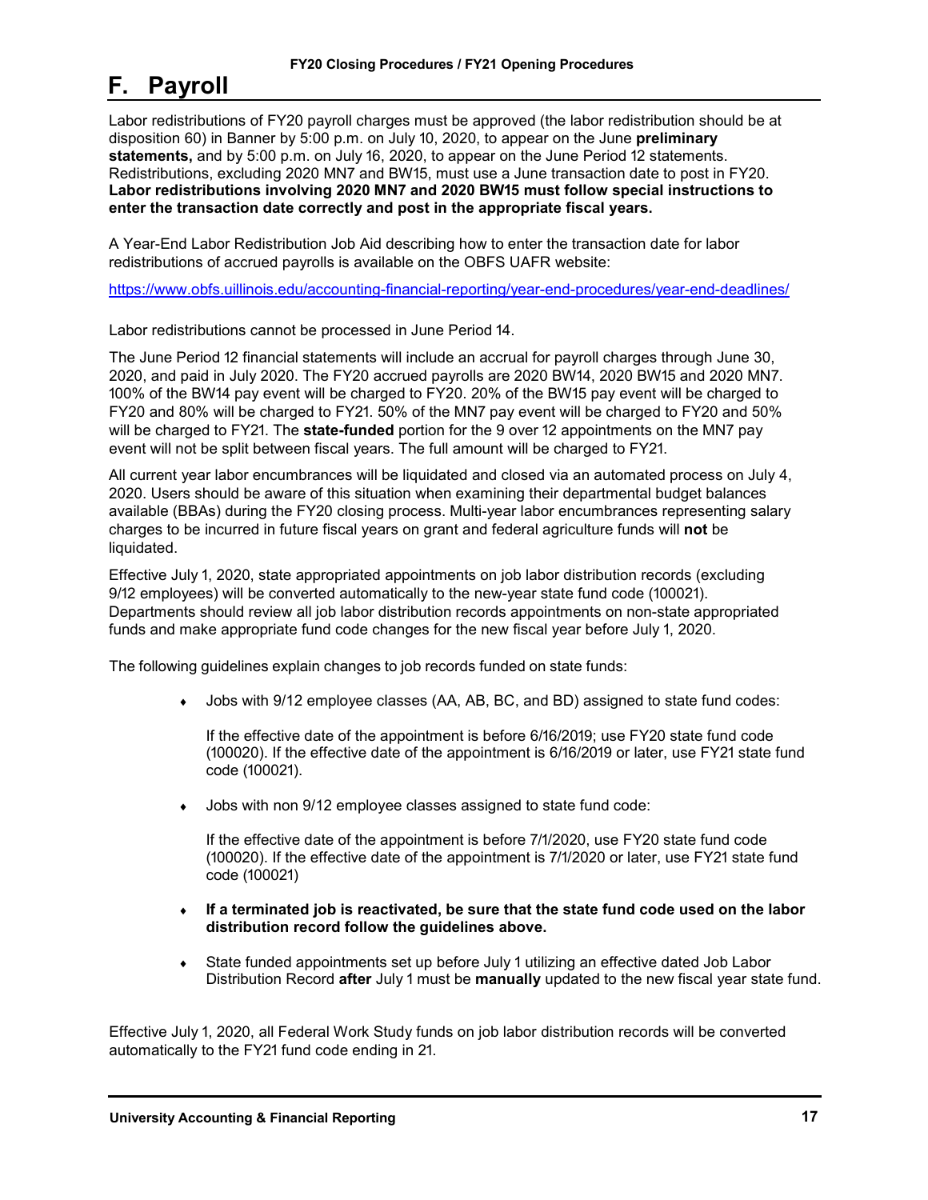# F. Payroll

Labor redistributions of FY20 payroll charges must be approved (the labor redistribution should be at disposition 60) in Banner by 5:00 p.m. on July 10, 2020, to appear on the June **preliminary statements,** and by 5:00 p.m. on July 16, 2020, to appear on the June Period 12 statements. Redistributions, excluding 2020 MN7 and BW15, must use a June transaction date to post in FY20. **Labor redistributions involving 2020 MN7 and 2020 BW15 must follow special instructions to enter the transaction date correctly and post in the appropriate fiscal years.**

A Year-End Labor Redistribution Job Aid describing how to enter the transaction date for labor redistributions of accrued payrolls is available on the OBFS UAFR website:

https://www.obfs.uillinois.edu/accounting-financial-reporting/year-end-procedures/year-end-deadlines/

Labor redistributions cannot be processed in June Period 14.

The June Period 12 financial statements will include an accrual for payroll charges through June 30, 2020, and paid in July 2020. The FY20 accrued payrolls are 2020 BW14, 2020 BW15 and 2020 MN7. 100% of the BW14 pay event will be charged to FY20. 20% of the BW15 pay event will be charged to FY20 and 80% will be charged to FY21. 50% of the MN7 pay event will be charged to FY20 and 50% will be charged to FY21. The **state-funded** portion for the 9 over 12 appointments on the MN7 pay event will not be split between fiscal years. The full amount will be charged to FY21.

All current year labor encumbrances will be liquidated and closed via an automated process on July 4, 2020. Users should be aware of this situation when examining their departmental budget balances available (BBAs) during the FY20 closing process. Multi-year labor encumbrances representing salary charges to be incurred in future fiscal years on grant and federal agriculture funds will **not** be liquidated.

Effective July 1, 2020, state appropriated appointments on job labor distribution records (excluding 9/12 employees) will be converted automatically to the new-year state fund code (100021). Departments should review all job labor distribution records appointments on non-state appropriated funds and make appropriate fund code changes for the new fiscal year before July 1, 2020.

The following guidelines explain changes to job records funded on state funds:

- Jobs with 9/12 employee classes (AA, AB, BC, and BD) assigned to state fund codes:

  If the effective date of the appointment is before 6/16/2019; use FY20 state fund code (100020). If the effective date of the appointment is 6/16/2019 or later, use FY21 state fund code (100021).

- Jobs with non 9/12 employee classes assigned to state fund code:

  If the effective date of the appointment is before 7/1/2020, use FY20 state fund code (100020). If the effective date of the appointment is 7/1/2020 or later, use FY21 state fund code (100021)

- **If a terminated job is reactivated, be sure that the state fund code used on the labor distribution record follow the guidelines above.**

- State funded appointments set up before July 1 utilizing an effective dated Job Labor Distribution Record **after** July 1 must be **manually** updated to the new fiscal year state fund.

Effective July 1, 2020, all Federal Work Study funds on job labor distribution records will be converted automatically to the FY21 fund code ending in 21.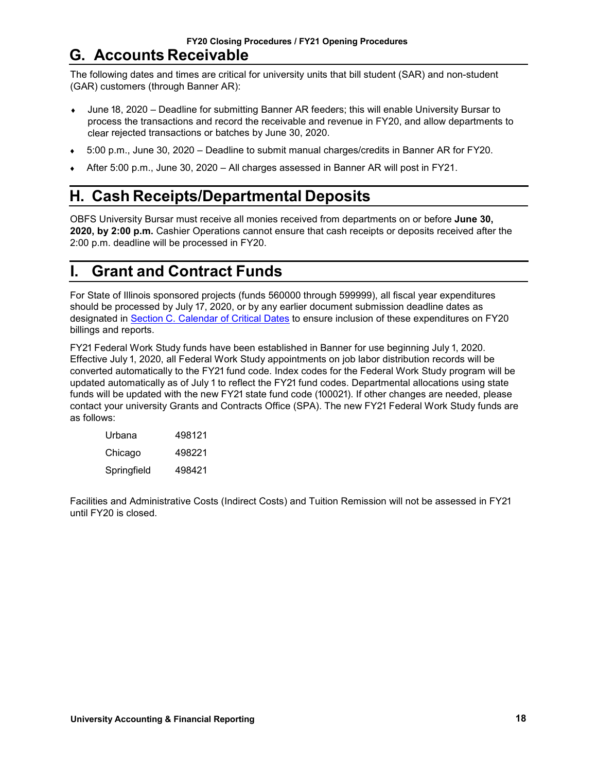## G. Accounts Receivable

The following dates and times are critical for university units that bill student (SAR) and non-student (GAR) customers (through Banner AR):

- June 18, 2020 – Deadline for submitting Banner AR feeders; this will enable University Bursar to process the transactions and record the receivable and revenue in FY20, and allow departments to clear rejected transactions or batches by June 30, 2020.
- 5:00 p.m., June 30, 2020 – Deadline to submit manual charges/credits in Banner AR for FY20.
- After 5:00 p.m., June 30, 2020 – All charges assessed in Banner AR will post in FY21.

## H. Cash Receipts/Departmental Deposits

OBFS University Bursar must receive all monies received from departments on or before **June 30, 2020, by 2:00 p.m.** Cashier Operations cannot ensure that cash receipts or deposits received after the 2:00 p.m. deadline will be processed in FY20.

## I. Grant and Contract Funds

For State of Illinois sponsored projects (funds 560000 through 599999), all fiscal year expenditures should be processed by July 17, 2020, or by any earlier document submission deadline dates as designated in Section C. Calendar of Critical Dates to ensure inclusion of these expenditures on FY20 billings and reports.

FY21 Federal Work Study funds have been established in Banner for use beginning July 1, 2020. Effective July 1, 2020, all Federal Work Study appointments on job labor distribution records will be converted automatically to the FY21 fund code. Index codes for the Federal Work Study program will be updated automatically as of July 1 to reflect the FY21 fund codes. Departmental allocations using state funds will be updated with the new FY21 state fund code (100021). If other changes are needed, please contact your university Grants and Contracts Office (SPA). The new FY21 Federal Work Study funds are as follows:

| | |
|---|---|
| Urbana | 498121 |
| Chicago | 498221 |
| Springfield | 498421 |

Facilities and Administrative Costs (Indirect Costs) and Tuition Remission will not be assessed in FY21 until FY20 is closed.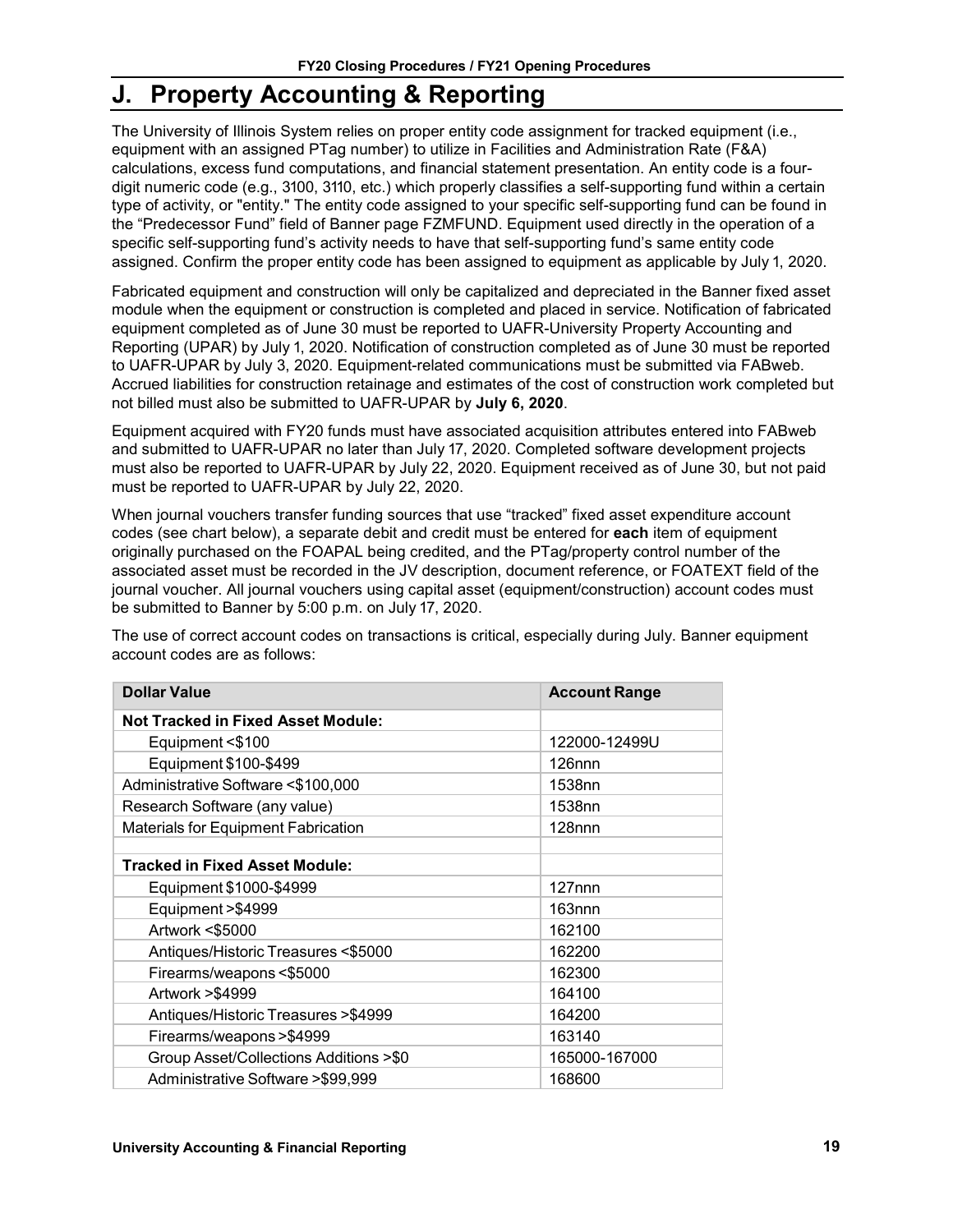# J. Property Accounting & Reporting

The University of Illinois System relies on proper entity code assignment for tracked equipment (i.e., equipment with an assigned PTag number) to utilize in Facilities and Administration Rate (F&A) calculations, excess fund computations, and financial statement presentation. An entity code is a four-digit numeric code (e.g., 3100, 3110, etc.) which properly classifies a self-supporting fund within a certain type of activity, or "entity." The entity code assigned to your specific self-supporting fund can be found in the “Predecessor Fund” field of Banner page FZMFUND. Equipment used directly in the operation of a specific self-supporting fund’s activity needs to have that self-supporting fund’s same entity code assigned. Confirm the proper entity code has been assigned to equipment as applicable by July 1, 2020.

Fabricated equipment and construction will only be capitalized and depreciated in the Banner fixed asset module when the equipment or construction is completed and placed in service. Notification of fabricated equipment completed as of June 30 must be reported to UAFR-University Property Accounting and Reporting (UPAR) by July 1, 2020. Notification of construction completed as of June 30 must be reported to UAFR-UPAR by July 3, 2020. Equipment-related communications must be submitted via FABweb. Accrued liabilities for construction retainage and estimates of the cost of construction work completed but not billed must also be submitted to UAFR-UPAR by **July 6, 2020**.

Equipment acquired with FY20 funds must have associated acquisition attributes entered into FABweb and submitted to UAFR-UPAR no later than July 17, 2020. Completed software development projects must also be reported to UAFR-UPAR by July 22, 2020. Equipment received as of June 30, but not paid must be reported to UAFR-UPAR by July 22, 2020.

When journal vouchers transfer funding sources that use “tracked” fixed asset expenditure account codes (see chart below), a separate debit and credit must be entered for **each** item of equipment originally purchased on the FOAPAL being credited, and the PTag/property control number of the associated asset must be recorded in the JV description, document reference, or FOATEXT field of the journal voucher. All journal vouchers using capital asset (equipment/construction) account codes must be submitted to Banner by 5:00 p.m. on July 17, 2020.

The use of correct account codes on transactions is critical, especially during July. Banner equipment account codes are as follows:

| Dollar Value | Account Range |
|---|---|
| **Not Tracked in Fixed Asset Module:** | |
| Equipment <$100 | 122000-12499U |
| Equipment $100-$499 | 126nnn |
| Administrative Software <$100,000 | 1538nn |
| Research Software (any value) | 1538nn |
| Materials for Equipment Fabrication | 128nnn |
| | |
| **Tracked in Fixed Asset Module:** | |
| Equipment $1000-$4999 | 127nnn |
| Equipment >$4999 | 163nnn |
| Artwork <$5000 | 162100 |
| Antiques/Historic Treasures <$5000 | 162200 |
| Firearms/weapons <$5000 | 162300 |
| Artwork >$4999 | 164100 |
| Antiques/Historic Treasures >$4999 | 164200 |
| Firearms/weapons >$4999 | 163140 |
| Group Asset/Collections Additions >$0 | 165000-167000 |
| Administrative Software >$99,999 | 168600 |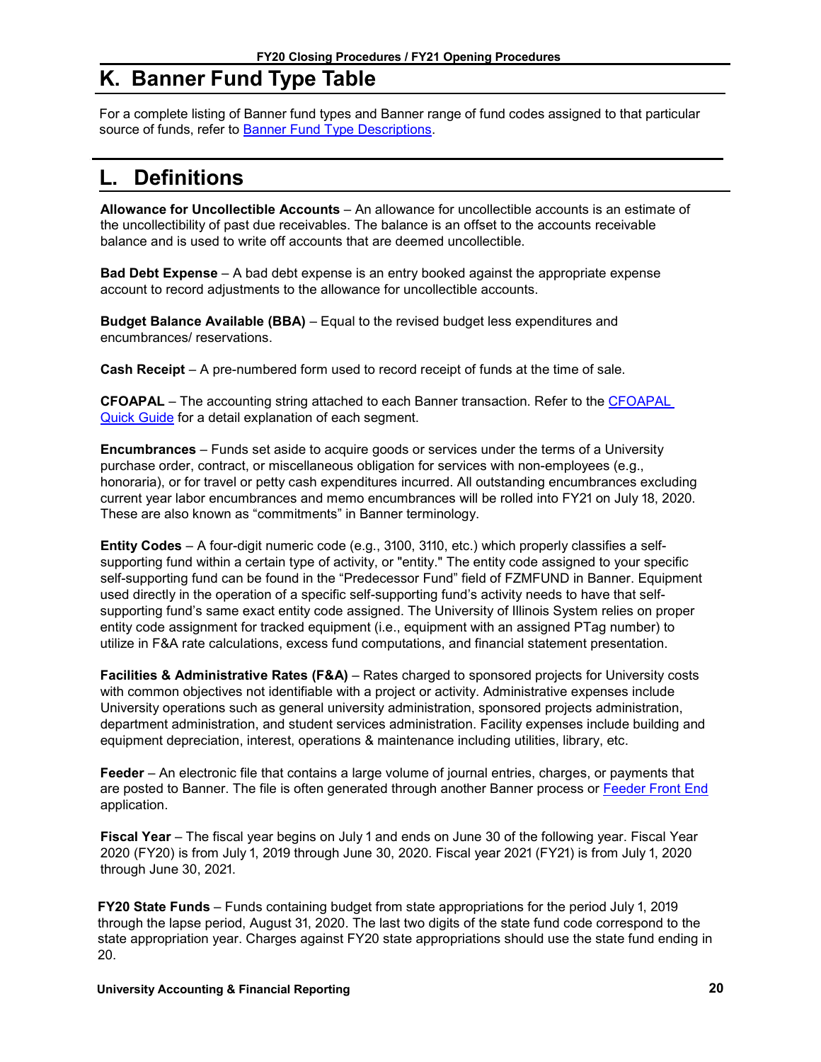## K. Banner Fund Type Table

For a complete listing of Banner fund types and Banner range of fund codes assigned to that particular source of funds, refer to Banner Fund Type Descriptions.

## L. Definitions

**Allowance for Uncollectible Accounts** – An allowance for uncollectible accounts is an estimate of the uncollectibility of past due receivables. The balance is an offset to the accounts receivable balance and is used to write off accounts that are deemed uncollectible.

**Bad Debt Expense** – A bad debt expense is an entry booked against the appropriate expense account to record adjustments to the allowance for uncollectible accounts.

**Budget Balance Available (BBA)** – Equal to the revised budget less expenditures and encumbrances/ reservations.

**Cash Receipt** – A pre-numbered form used to record receipt of funds at the time of sale.

**CFOAPAL** – The accounting string attached to each Banner transaction. Refer to the CFOAPAL Quick Guide for a detail explanation of each segment.

**Encumbrances** – Funds set aside to acquire goods or services under the terms of a University purchase order, contract, or miscellaneous obligation for services with non-employees (e.g., honoraria), or for travel or petty cash expenditures incurred. All outstanding encumbrances excluding current year labor encumbrances and memo encumbrances will be rolled into FY21 on July 18, 2020. These are also known as "commitments" in Banner terminology.

**Entity Codes** – A four-digit numeric code (e.g., 3100, 3110, etc.) which properly classifies a self-supporting fund within a certain type of activity, or "entity." The entity code assigned to your specific self-supporting fund can be found in the "Predecessor Fund" field of FZMFUND in Banner. Equipment used directly in the operation of a specific self-supporting fund's activity needs to have that self-supporting fund's same exact entity code assigned. The University of Illinois System relies on proper entity code assignment for tracked equipment (i.e., equipment with an assigned PTag number) to utilize in F&A rate calculations, excess fund computations, and financial statement presentation.

**Facilities & Administrative Rates (F&A)** – Rates charged to sponsored projects for University costs with common objectives not identifiable with a project or activity. Administrative expenses include University operations such as general university administration, sponsored projects administration, department administration, and student services administration. Facility expenses include building and equipment depreciation, interest, operations & maintenance including utilities, library, etc.

**Feeder** – An electronic file that contains a large volume of journal entries, charges, or payments that are posted to Banner. The file is often generated through another Banner process or Feeder Front End application.

**Fiscal Year** – The fiscal year begins on July 1 and ends on June 30 of the following year. Fiscal Year 2020 (FY20) is from July 1, 2019 through June 30, 2020. Fiscal year 2021 (FY21) is from July 1, 2020 through June 30, 2021.

**FY20 State Funds** – Funds containing budget from state appropriations for the period July 1, 2019 through the lapse period, August 31, 2020. The last two digits of the state fund code correspond to the state appropriation year. Charges against FY20 state appropriations should use the state fund ending in 20.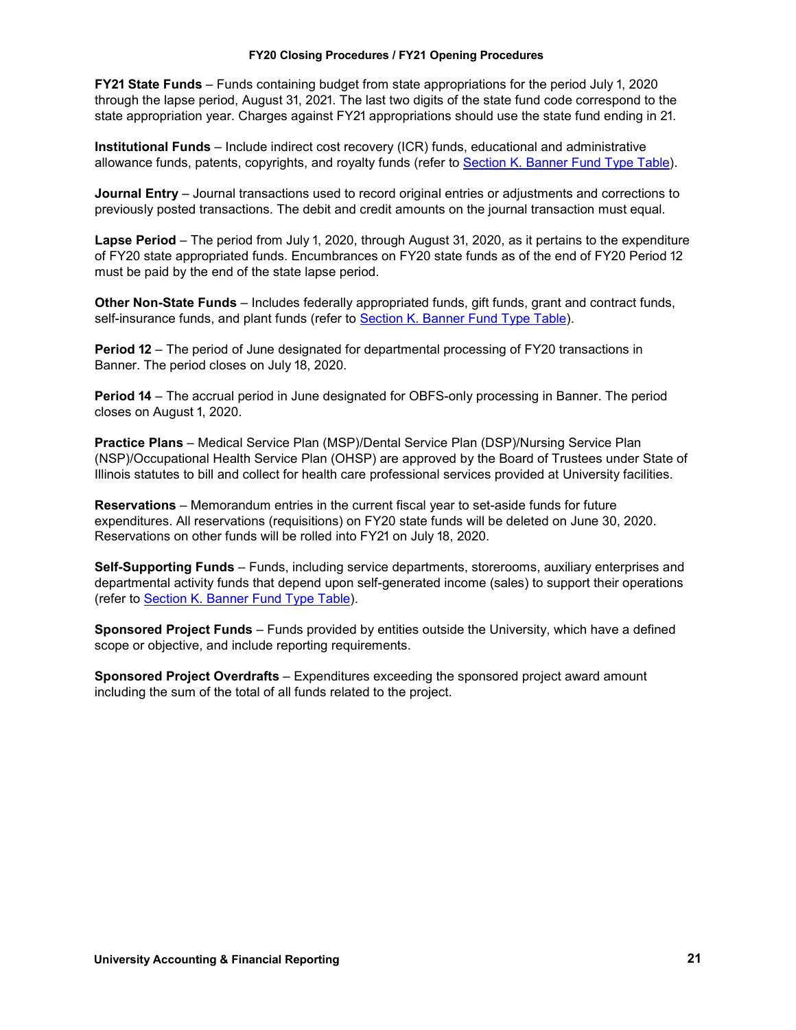**FY21 State Funds** – Funds containing budget from state appropriations for the period July 1, 2020 through the lapse period, August 31, 2021. The last two digits of the state fund code correspond to the state appropriation year. Charges against FY21 appropriations should use the state fund ending in 21.

**Institutional Funds** – Include indirect cost recovery (ICR) funds, educational and administrative allowance funds, patents, copyrights, and royalty funds (refer to Section K. Banner Fund Type Table).

**Journal Entry** – Journal transactions used to record original entries or adjustments and corrections to previously posted transactions. The debit and credit amounts on the journal transaction must equal.

**Lapse Period** – The period from July 1, 2020, through August 31, 2020, as it pertains to the expenditure of FY20 state appropriated funds. Encumbrances on FY20 state funds as of the end of FY20 Period 12 must be paid by the end of the state lapse period.

**Other Non-State Funds** – Includes federally appropriated funds, gift funds, grant and contract funds, self-insurance funds, and plant funds (refer to Section K. Banner Fund Type Table).

**Period 12** – The period of June designated for departmental processing of FY20 transactions in Banner. The period closes on July 18, 2020.

**Period 14** – The accrual period in June designated for OBFS-only processing in Banner. The period closes on August 1, 2020.

**Practice Plans** – Medical Service Plan (MSP)/Dental Service Plan (DSP)/Nursing Service Plan (NSP)/Occupational Health Service Plan (OHSP) are approved by the Board of Trustees under State of Illinois statutes to bill and collect for health care professional services provided at University facilities.

**Reservations** – Memorandum entries in the current fiscal year to set-aside funds for future expenditures. All reservations (requisitions) on FY20 state funds will be deleted on June 30, 2020. Reservations on other funds will be rolled into FY21 on July 18, 2020.

**Self-Supporting Funds** – Funds, including service departments, storerooms, auxiliary enterprises and departmental activity funds that depend upon self-generated income (sales) to support their operations (refer to Section K. Banner Fund Type Table).

**Sponsored Project Funds** – Funds provided by entities outside the University, which have a defined scope or objective, and include reporting requirements.

**Sponsored Project Overdrafts** – Expenditures exceeding the sponsored project award amount including the sum of the total of all funds related to the project.